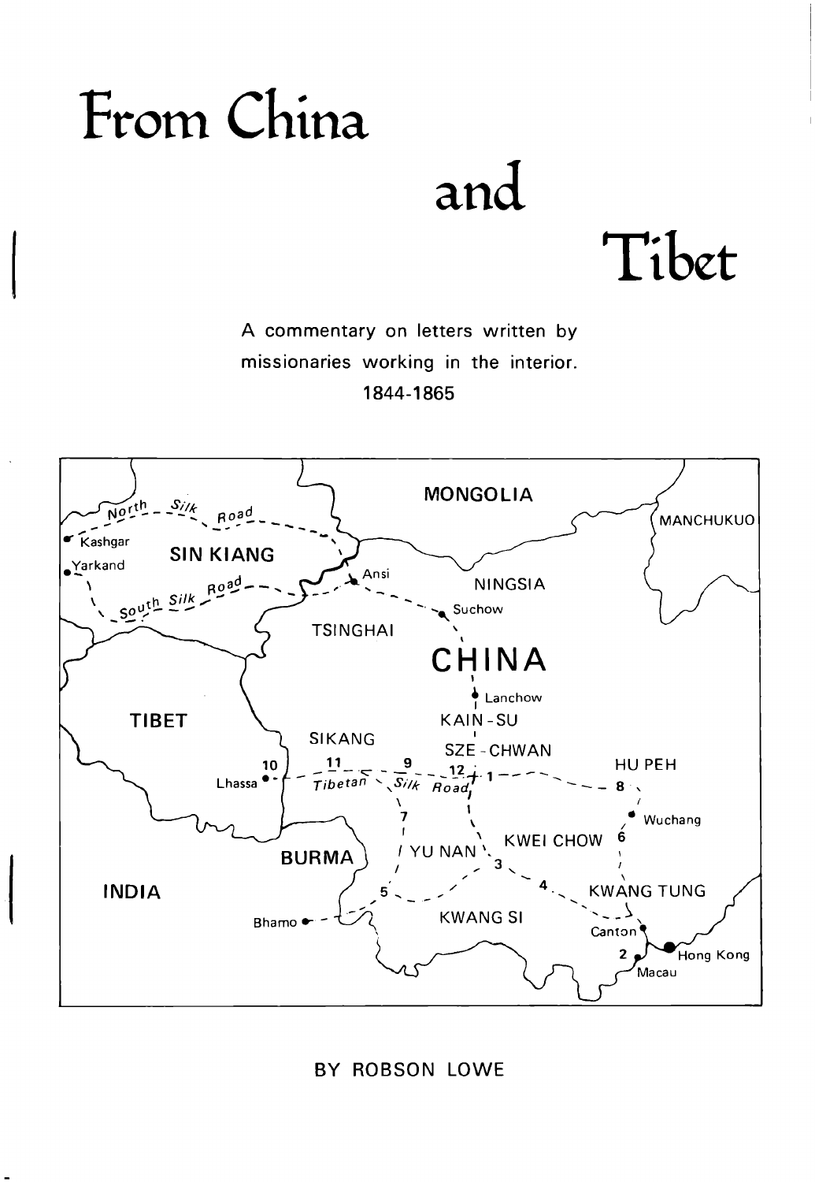# From China and Tibet

A commentary on letters written by missionaries working in the interior.
1844-1865

BY ROBSON LOWE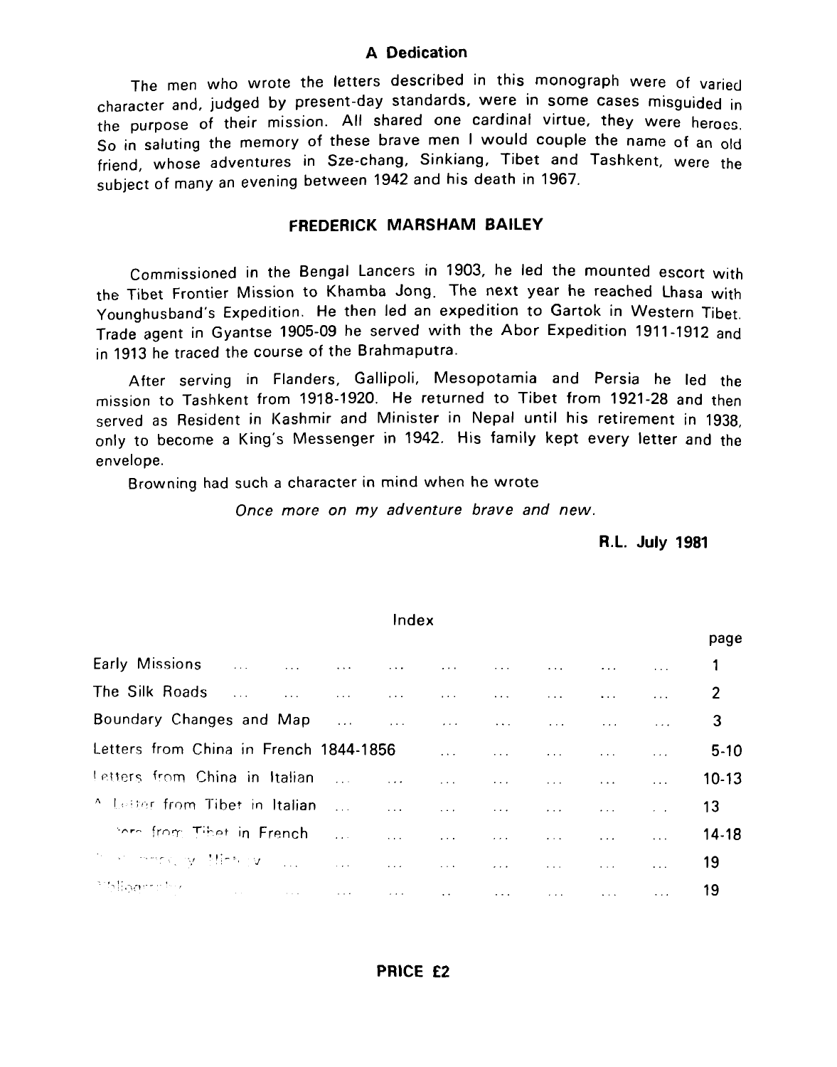## A Dedication

The men who wrote the letters described in this monograph were of varied character and, judged by present-day standards, were in some cases misguided in the purpose of their mission. All shared one cardinal virtue, they were heroes. So in saluting the memory of these brave men I would couple the name of an old friend, whose adventures in Sze-chang, Sinkiang, Tibet and Tashkent, were the subject of many an evening between 1942 and his death in 1967.

## FREDERICK MARSHAM BAILEY

Commissioned in the Bengal Lancers in 1903, he led the mounted escort with the Tibet Frontier Mission to Khamba Jong. The next year he reached Lhasa with Younghusband's Expedition. He then led an expedition to Gartok in Western Tibet. Trade agent in Gyantse 1905-09 he served with the Abor Expedition 1911-1912 and in 1913 he traced the course of the Brahmaputra.

After serving in Flanders, Gallipoli, Mesopotamia and Persia he led the mission to Tashkent from 1918-1920. He returned to Tibet from 1921-28 and then served as Resident in Kashmir and Minister in Nepal until his retirement in 1938, only to become a King's Messenger in 1942. His family kept every letter and the envelope.

Browning had such a character in mind when he wrote

*Once more on my adventure brave and new.*

**R.L. July 1981**

## Index

| | page |
|---|---|
| Early Missions | 1 |
| The Silk Roads | 2 |
| Boundary Changes and Map | 3 |
| Letters from China in French 1844-1856 | 5-10 |
| Letters from China in Italian | 10-13 |
| A Letter from Tibet in Italian | 13 |
| Letters from Tibet in French | 14-18 |
| Missionary History | 19 |
| Bibliography | 19 |

**PRICE £2**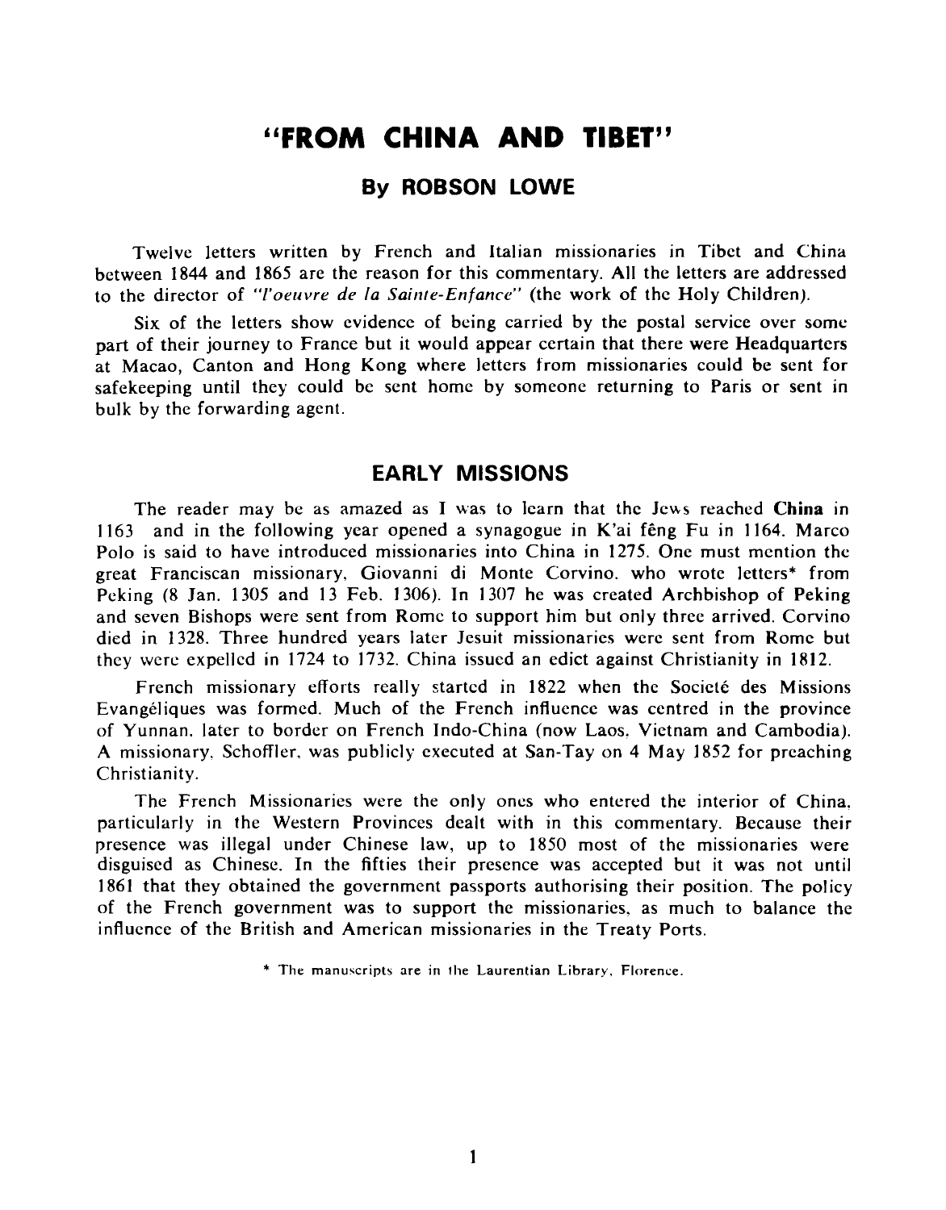# "FROM CHINA AND TIBET"

## By ROBSON LOWE

Twelve letters written by French and Italian missionaries in Tibet and China between 1844 and 1865 are the reason for this commentary. All the letters are addressed to the director of *"l'oeuvre de la Sainte-Enfance"* (the work of the Holy Children).

Six of the letters show evidence of being carried by the postal service over some part of their journey to France but it would appear certain that there were Headquarters at Macao, Canton and Hong Kong where letters from missionaries could be sent for safekeeping until they could be sent home by someone returning to Paris or sent in bulk by the forwarding agent.

## EARLY MISSIONS

The reader may be as amazed as I was to learn that the Jews reached **China** in 1163 and in the following year opened a synagogue in K'ai fêng Fu in 1164. Marco Polo is said to have introduced missionaries into China in 1275. One must mention the great Franciscan missionary, Giovanni di Monte Corvino, who wrote letters* from Peking (8 Jan. 1305 and 13 Feb. 1306). In 1307 he was created Archbishop of Peking and seven Bishops were sent from Rome to support him but only three arrived. Corvino died in 1328. Three hundred years later Jesuit missionaries were sent from Rome but they were expelled in 1724 to 1732. China issued an edict against Christianity in 1812.

French missionary efforts really started in 1822 when the Societé des Missions Evangéliques was formed. Much of the French influence was centred in the province of Yunnan, later to border on French Indo-China (now Laos, Vietnam and Cambodia). A missionary, Schoffler, was publicly executed at San-Tay on 4 May 1852 for preaching Christianity.

The French Missionaries were the only ones who entered the interior of China, particularly in the Western Provinces dealt with in this commentary. Because their presence was illegal under Chinese law, up to 1850 most of the missionaries were disguised as Chinese. In the fifties their presence was accepted but it was not until 1861 that they obtained the government passports authorising their position. The policy of the French government was to support the missionaries, as much to balance the influence of the British and American missionaries in the Treaty Ports.

\* The manuscripts are in the Laurentian Library, Florence.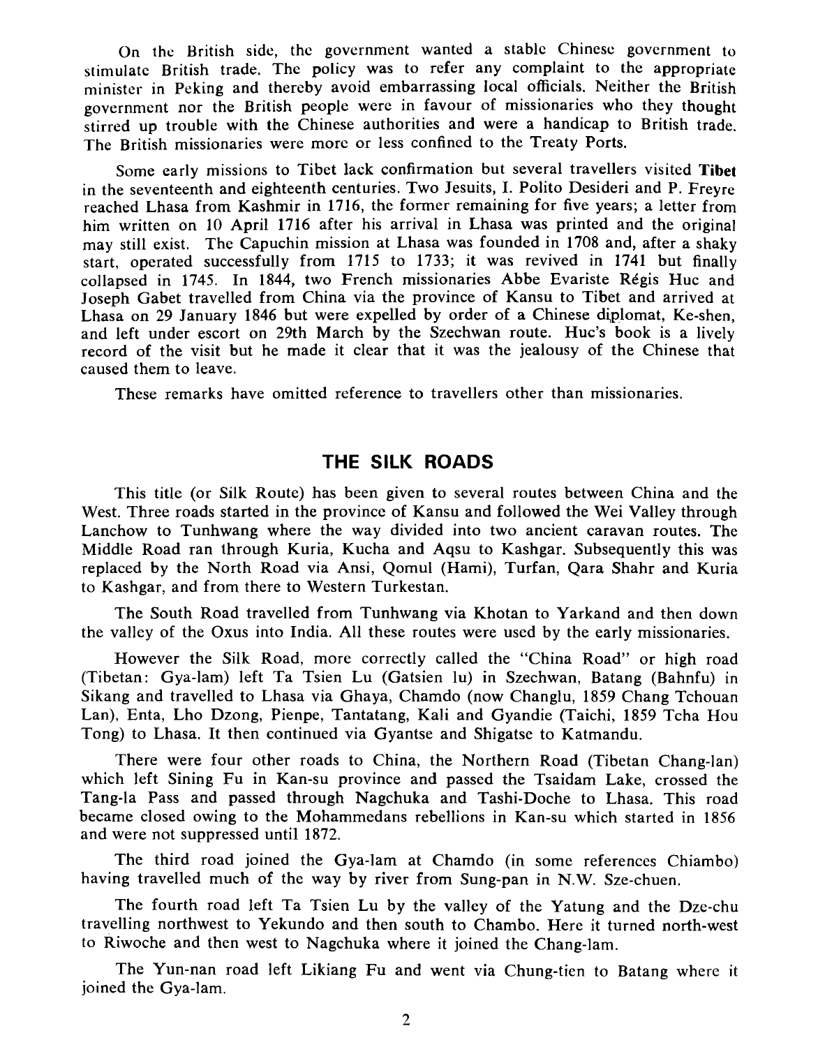On the British side, the government wanted a stable Chinese government to stimulate British trade. The policy was to refer any complaint to the appropriate minister in Peking and thereby avoid embarrassing local officials. Neither the British government nor the British people were in favour of missionaries who they thought stirred up trouble with the Chinese authorities and were a handicap to British trade. The British missionaries were more or less confined to the Treaty Ports.

Some early missions to Tibet lack confirmation but several travellers visited **Tibet** in the seventeenth and eighteenth centuries. Two Jesuits, I. Polito Desideri and P. Freyre reached Lhasa from Kashmir in 1716, the former remaining for five years; a letter from him written on 10 April 1716 after his arrival in Lhasa was printed and the original may still exist. The Capuchin mission at Lhasa was founded in 1708 and, after a shaky start, operated successfully from 1715 to 1733; it was revived in 1741 but finally collapsed in 1745. In 1844, two French missionaries Abbe Evariste Régis Huc and Joseph Gabet travelled from China via the province of Kansu to Tibet and arrived at Lhasa on 29 January 1846 but were expelled by order of a Chinese diplomat, Ke-shen, and left under escort on 29th March by the Szechwan route. Huc's book is a lively record of the visit but he made it clear that it was the jealousy of the Chinese that caused them to leave.

These remarks have omitted reference to travellers other than missionaries.

## THE SILK ROADS

This title (or Silk Route) has been given to several routes between China and the West. Three roads started in the province of Kansu and followed the Wei Valley through Lanchow to Tunhwang where the way divided into two ancient caravan routes. The Middle Road ran through Kuria, Kucha and Aqsu to Kashgar. Subsequently this was replaced by the North Road via Ansi, Qomul (Hami), Turfan, Qara Shahr and Kuria to Kashgar, and from there to Western Turkestan.

The South Road travelled from Tunhwang via Khotan to Yarkand and then down the valley of the Oxus into India. All these routes were used by the early missionaries.

However the Silk Road, more correctly called the "China Road" or high road (Tibetan: Gya-lam) left Ta Tsien Lu (Gatsien lu) in Szechwan, Batang (Bahnfu) in Sikang and travelled to Lhasa via Ghaya, Chamdo (now Changlu, 1859 Chang Tchouan Lan), Enta, Lho Dzong, Pienpe, Tantatang, Kali and Gyandie (Taichi, 1859 Tcha Hou Tong) to Lhasa. It then continued via Gyantse and Shigatse to Katmandu.

There were four other roads to China, the Northern Road (Tibetan Chang-lan) which left Sining Fu in Kan-su province and passed the Tsaidam Lake, crossed the Tang-la Pass and passed through Nagchuka and Tashi-Doche to Lhasa. This road became closed owing to the Mohammedans rebellions in Kan-su which started in 1856 and were not suppressed until 1872.

The third road joined the Gya-lam at Chamdo (in some references Chiambo) having travelled much of the way by river from Sung-pan in N.W. Sze-chuen.

The fourth road left Ta Tsien Lu by the valley of the Yatung and the Dze-chu travelling northwest to Yekundo and then south to Chambo. Here it turned north-west to Riwoche and then west to Nagchuka where it joined the Chang-lam.

The Yun-nan road left Likiang Fu and went via Chung-tien to Batang where it joined the Gya-lam.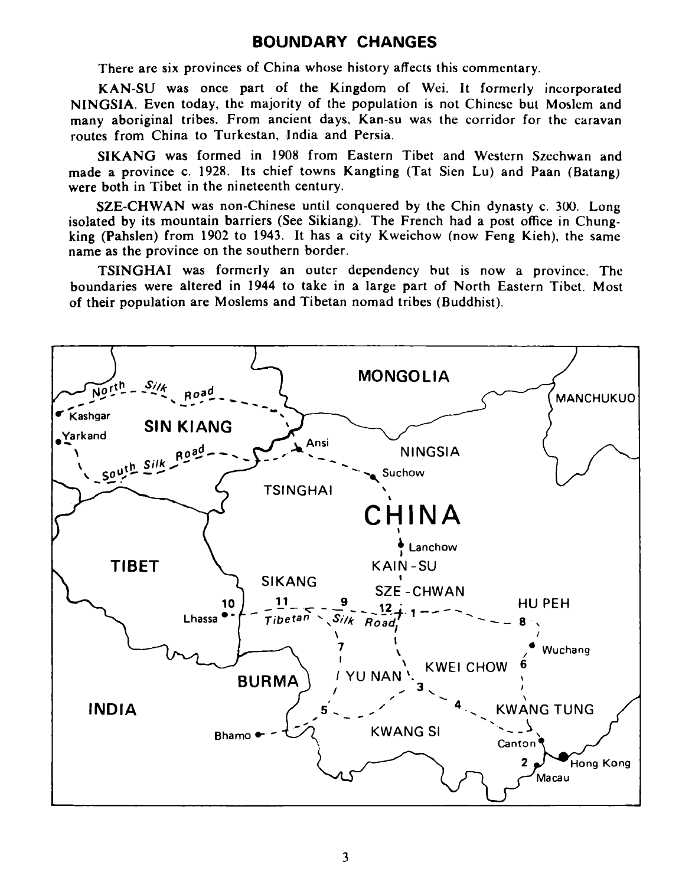# BOUNDARY CHANGES

There are six provinces of China whose history affects this commentary.

KAN-SU was once part of the Kingdom of Wei. It formerly incorporated NINGSIA. Even today, the majority of the population is not Chinese but Moslem and many aboriginal tribes. From ancient days, Kan-su was the corridor for the caravan routes from China to Turkestan, India and Persia.

SIKANG was formed in 1908 from Eastern Tibet and Western Szechwan and made a province c. 1928. Its chief towns Kangting (Tat Sien Lu) and Paan (Batang) were both in Tibet in the nineteenth century.

SZE-CHWAN was non-Chinese until conquered by the Chin dynasty c. 300. Long isolated by its mountain barriers (See Sikiang). The French had a post office in Chungking (Pahslen) from 1902 to 1943. It has a city Kweichow (now Feng Kieh), the same name as the province on the southern border.

TSINGHAI was formerly an outer dependency but is now a province. The boundaries were altered in 1944 to take in a large part of North Eastern Tibet. Most of their population are Moslems and Tibetan nomad tribes (Buddhist).

MONGOLIA, MANCHUKUO, North Silk Road, Kashgar, Yarkand, SIN KIANG, South Silk Road, Ansi, NINGSIA, Suchow, TSINGHAI, CHINA, Lanchow, KAIN-SU, TIBET, SIKANG, SZE-CHWAN, HU PEH, 10, 11, 9, 12, 1, 8, Lhassa, Tibetan Silk Road, 7, Wuchang, KWEI CHOW, 6, BURMA, YU NAN, 3, INDIA, 5, 4, KWANG TUNG, Bhamo, KWANG SI, Canton, 2, Hong Kong, Macau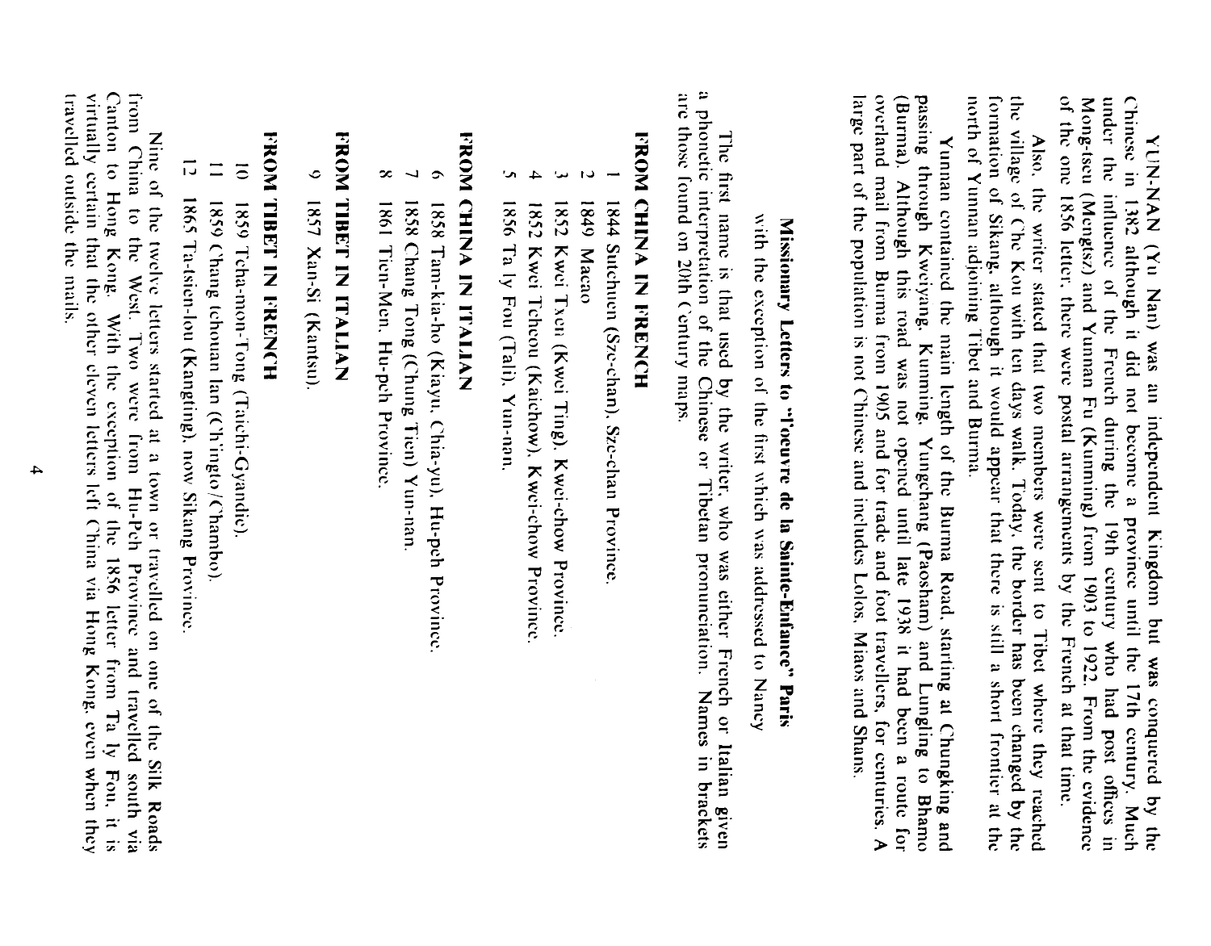YUN-NAN (Yu Nan) was an independent Kingdom but was conquered by the Chinese in 1382 although it did not become a province until the 17th century. Much under the influence of the French during the 19th century who had post offices in Mong-tseu (Mengtsz) and Yunnan Fu (Kunming) from 1903 to 1922. From the evidence of the one 1856 letter, there were postal arrangements by the French at that time.

Also, the writer stated that two members were sent to Tibet where they reached the village of Che Kou with ten days walk. Today, the border has been changed by the formation of Sikang, although it would appear that there is still a short frontier at the north of Yunnan adjoining Tibet and Burma.

Yunnan contained the main length of the Burma Road, starting at Chungking and passing through Kweiyang, Kunming, Yungchang (Paosham) and Lungling to Bhamo (Burma). Although this road was not opened until late 1938 it had been a route for overland mail from Burma from 1905 and for trade and foot travellers, for centuries. A large part of the population is not Chinese and includes Lolos, Miaos and Shans.

## Missionary Letters to "l'oeuvre de la Sainte-Enfance" Paris

with the exception of the first which was addressed to Nancy

The first name is that used by the writer, who was either French or Italian given a phonetic interpretation of the Chinese or Tibetan pronunciation. Names in brackets are those found on 20th Century maps.

### FROM CHINA IN FRENCH

1 1844 Sutchuen (Sze-chan), Sze-chan Province.

2 1849 Macao

3 1852 Kwei Txen (Kwei Ting), Kwei-chow Province.

4 1852 Kwei Tcheou (Kaichow), Kwei-chow Province.

5 1856 Ta ly Fou (Tali), Yun-nan.

### FROM CHINA IN ITALIAN

6 1858 Tam-kia-ho (Kiayu, Chia-yu), Hu-peh Province.

7 1858 Chang Tong (Chung Tien) Yun-nan.

8 1861 Tien-Men, Hu-peh Province.

### FROM TIBET IN ITALIAN

9 1857 Xan-Si (Kantsu).

### FROM TIBET IN FRENCH

10 1859 Tcha-mon-Tong (Taichi-Gyandie).

11 1859 Chang tchouan lan (Ch'ingto/Chambo).

12 1865 Ta-tsien-lou (Kangting), now Sikang Province.

Nine of the twelve letters started at a town or travelled on one of the Silk Roads from China to the West. Two were from Hu-Peh Province and travelled south via Canton to Hong Kong. With the exception of the 1856 letter from Ta ly Fou, it is virtually certain that the other eleven letters left China via Hong Kong, even when they travelled outside the mails.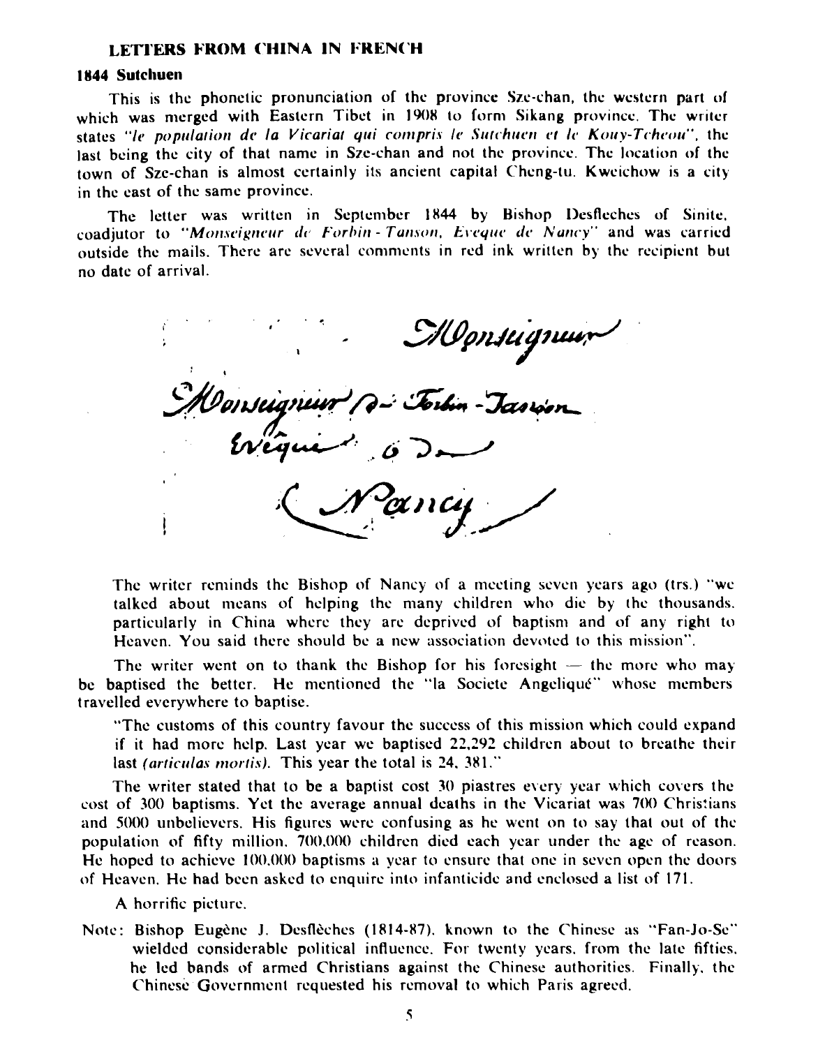## LETTERS FROM CHINA IN FRENCH

### 1844 Sutchuen

This is the phonetic pronunciation of the province Sze-chan, the western part of which was merged with Eastern Tibet in 1908 to form Sikang province. The writer states *"le population de la Vicariat qui compris le Sutchuen et le Kouy-Tcheou"*, the last being the city of that name in Sze-chan and not the province. The location of the town of Sze-chan is almost certainly its ancient capital Cheng-tu. Kweichow is a city in the east of the same province.

The letter was written in September 1844 by Bishop Desfleches of Sinite, coadjutor to *"Monseigneur de Forbin-Tanson, Eveque de Nancy"* and was carried outside the mails. There are several comments in red ink written by the recipient but no date of arrival.

Monseigneur

Monseigneur de Forbin-Janson
Evêque de
Nancy

The writer reminds the Bishop of Nancy of a meeting seven years ago (trs.) "we talked about means of helping the many children who die by the thousands, particularly in China where they are deprived of baptism and of any right to Heaven. You said there should be a new association devoted to this mission".

The writer went on to thank the Bishop for his foresight — the more who may be baptised the better. He mentioned the "la Societe Angeliqué" whose members travelled everywhere to baptise.

"The customs of this country favour the success of this mission which could expand if it had more help. Last year we baptised 22,292 children about to breathe their last *(articulas mortis)*. This year the total is 24, 381."

The writer stated that to be a baptist cost 30 piastres every year which covers the cost of 300 baptisms. Yet the average annual deaths in the Vicariat was 700 Christians and 5000 unbelievers. His figures were confusing as he went on to say that out of the population of fifty million, 700,000 children died each year under the age of reason. He hoped to achieve 100,000 baptisms a year to ensure that one in seven open the doors of Heaven. He had been asked to enquire into infanticide and enclosed a list of 171.

A horrific picture.

Note: Bishop Eugène J. Desflèches (1814-87), known to the Chinese as "Fan-Jo-Se" wielded considerable political influence. For twenty years, from the late fifties, he led bands of armed Christians against the Chinese authorities. Finally, the Chinese Government requested his removal to which Paris agreed.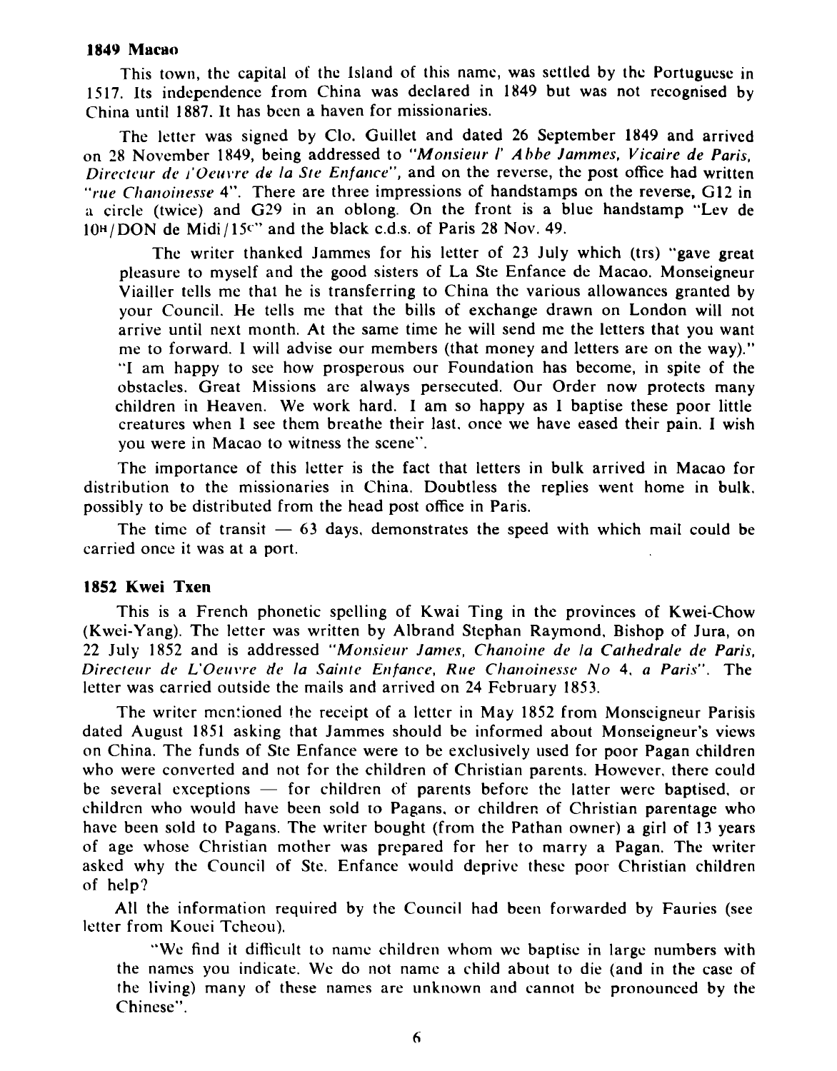**1849 Macao**

This town, the capital of the Island of this name, was settled by the Portuguese in 1517. Its independence from China was declared in 1849 but was not recognised by China until 1887. It has been a haven for missionaries.

The letter was signed by Clo. Guillet and dated 26 September 1849 and arrived on 28 November 1849, being addressed to *"Monsieur l' Abbe Jammes, Vicaire de Paris, Directeur de l'Oeuvre de la Ste Enfance"*, and on the reverse, the post office had written *"rue Chanoinesse* 4". There are three impressions of handstamps on the reverse, G12 in a circle (twice) and G29 in an oblong. On the front is a blue handstamp "Lev de 10H/DON de Midi/15c" and the black c.d.s. of Paris 28 Nov. 49.

> The writer thanked Jammes for his letter of 23 July which (trs) "gave great pleasure to myself and the good sisters of La Ste Enfance de Macao. Monseigneur Viailler tells me that he is transferring to China the various allowances granted by your Council. He tells me that the bills of exchange drawn on London will not arrive until next month. At the same time he will send me the letters that you want me to forward. I will advise our members (that money and letters are on the way)." "I am happy to see how prosperous our Foundation has become, in spite of the obstacles. Great Missions are always persecuted. Our Order now protects many children in Heaven. We work hard. I am so happy as I baptise these poor little creatures when I see them breathe their last, once we have eased their pain. I wish you were in Macao to witness the scene".

The importance of this letter is the fact that letters in bulk arrived in Macao for distribution to the missionaries in China. Doubtless the replies went home in bulk, possibly to be distributed from the head post office in Paris.

The time of transit — 63 days, demonstrates the speed with which mail could be carried once it was at a port.

**1852 Kwei Txen**

This is a French phonetic spelling of Kwai Ting in the provinces of Kwei-Chow (Kwei-Yang). The letter was written by Albrand Stephan Raymond, Bishop of Jura, on 22 July 1852 and is addressed *"Monsieur James, Chanoine de la Cathedrale de Paris, Directeur de L'Oeuvre de la Sainte Enfance, Rue Chanoinesse No 4, a Paris"*. The letter was carried outside the mails and arrived on 24 February 1853.

The writer mentioned the receipt of a letter in May 1852 from Monseigneur Parisis dated August 1851 asking that Jammes should be informed about Monseigneur's views on China. The funds of Ste Enfance were to be exclusively used for poor Pagan children who were converted and not for the children of Christian parents. However, there could be several exceptions — for children of parents before the latter were baptised, or children who would have been sold to Pagans, or children of Christian parentage who have been sold to Pagans. The writer bought (from the Pathan owner) a girl of 13 years of age whose Christian mother was prepared for her to marry a Pagan. The writer asked why the Council of Ste. Enfance would deprive these poor Christian children of help?

All the information required by the Council had been forwarded by Fauries (see letter from Kouei Tcheou).

> "We find it difficult to name children whom we baptise in large numbers with the names you indicate. We do not name a child about to die (and in the case of the living) many of these names are unknown and cannot be pronounced by the Chinese".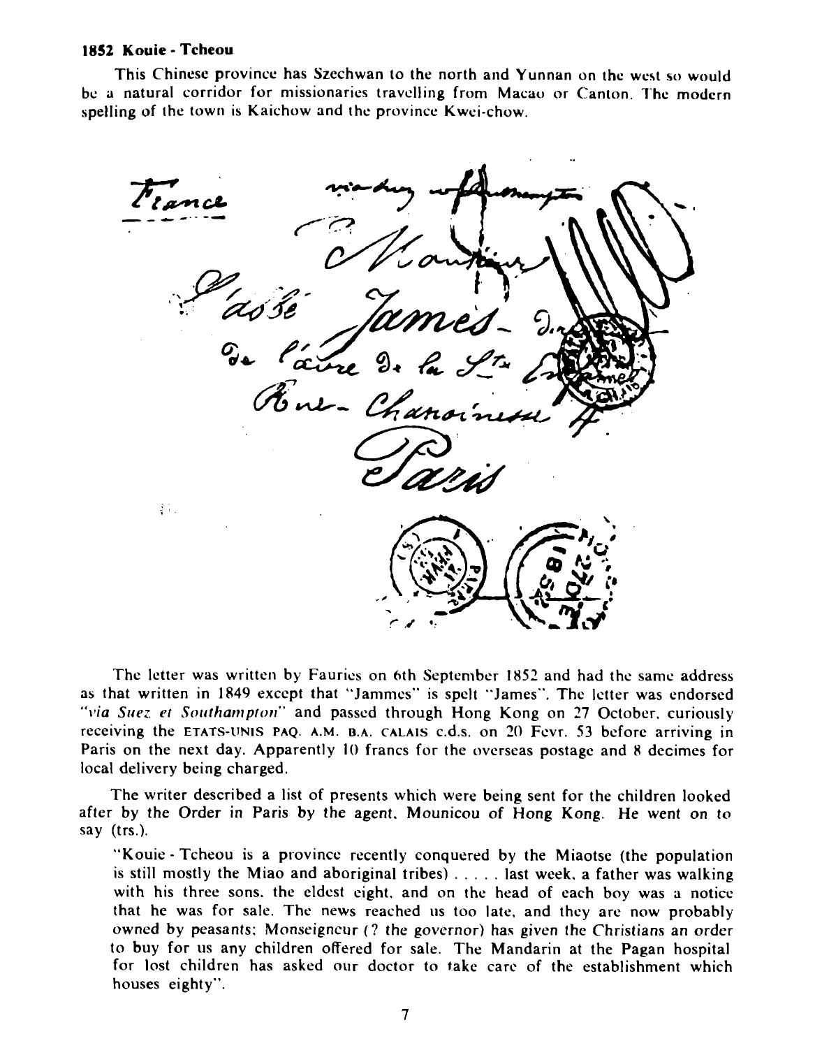**1852 Kouie - Tcheou**

This Chinese province has Szechwan to the north and Yunnan on the west so would be a natural corridor for missionaries travelling from Macao or Canton. The modern spelling of the town is Kaichow and the province Kwei-chow.

The letter was written by Fauries on 6th September 1852 and had the same address as that written in 1849 except that "Jammes" is spelt "James". The letter was endorsed "*via Suez et Southampton*" and passed through Hong Kong on 27 October, curiously receiving the ETATS-UNIS PAQ. A.M. B.A. CALAIS c.d.s. on 20 Fevr. 53 before arriving in Paris on the next day. Apparently 10 francs for the overseas postage and 8 decimes for local delivery being charged.

The writer described a list of presents which were being sent for the children looked after by the Order in Paris by the agent, Mounicou of Hong Kong. He went on to say (trs.).

> "Kouie - Tcheou is a province recently conquered by the Miaotse (the population is still mostly the Miao and aboriginal tribes) . . . . . last week, a father was walking with his three sons, the eldest eight, and on the head of each boy was a notice that he was for sale. The news reached us too late, and they are now probably owned by peasants; Monseigneur (? the governor) has given the Christians an order to buy for us any children offered for sale. The Mandarin at the Pagan hospital for lost children has asked our doctor to take care of the establishment which houses eighty".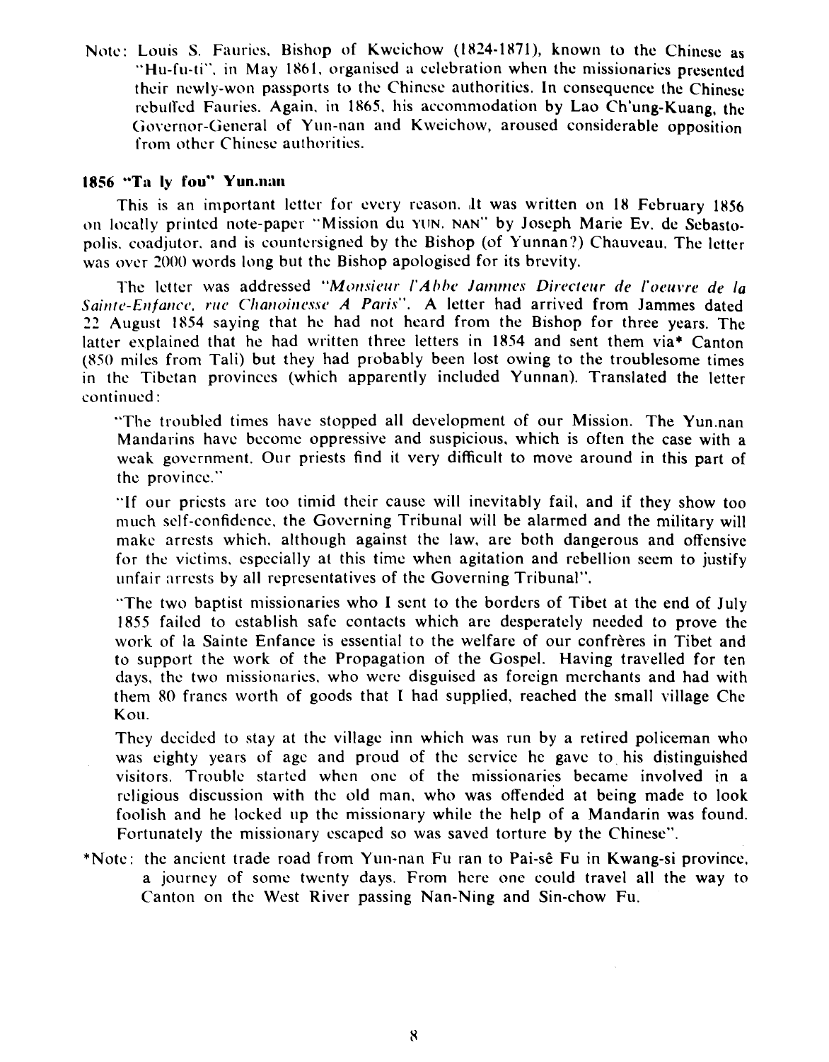Note: Louis S. Fauries, Bishop of Kweichow (1824-1871), known to the Chinese as "Hu-fu-ti", in May 1861, organised a celebration when the missionaries presented their newly-won passports to the Chinese authorities. In consequence the Chinese rebuffed Fauries. Again, in 1865, his accommodation by Lao Ch'ung-Kuang, the Governor-General of Yun-nan and Kweichow, aroused considerable opposition from other Chinese authorities.

### 1856 "Ta ly fou" Yun.nan

This is an important letter for every reason. It was written on 18 February 1856 on locally printed note-paper "Mission du YUN. NAN" by Joseph Marie Ev. de Sebastopolis, coadjutor, and is countersigned by the Bishop (of Yunnan?) Chauveau. The letter was over 2000 words long but the Bishop apologised for its brevity.

The letter was addressed *"Monsieur l'Abbe Jammes Directeur de l'oeuvre de la Sainte-Enfance, rue Chanoinesse A Paris"*. A letter had arrived from Jammes dated 22 August 1854 saying that he had not heard from the Bishop for three years. The latter explained that he had written three letters in 1854 and sent them via* Canton (850 miles from Tali) but they had probably been lost owing to the troublesome times in the Tibetan provinces (which apparently included Yunnan). Translated the letter continued:

"The troubled times have stopped all development of our Mission. The Yun.nan Mandarins have become oppressive and suspicious, which is often the case with a weak government. Our priests find it very difficult to move around in this part of the province."

"If our priests are too timid their cause will inevitably fail, and if they show too much self-confidence, the Governing Tribunal will be alarmed and the military will make arrests which, although against the law, are both dangerous and offensive for the victims, especially at this time when agitation and rebellion seem to justify unfair arrests by all representatives of the Governing Tribunal".

"The two baptist missionaries who I sent to the borders of Tibet at the end of July 1855 failed to establish safe contacts which are desperately needed to prove the work of la Sainte Enfance is essential to the welfare of our confrères in Tibet and to support the work of the Propagation of the Gospel. Having travelled for ten days, the two missionaries, who were disguised as foreign merchants and had with them 80 francs worth of goods that I had supplied, reached the small village Che Kou.

They decided to stay at the village inn which was run by a retired policeman who was eighty years of age and proud of the service he gave to his distinguished visitors. Trouble started when one of the missionaries became involved in a religious discussion with the old man, who was offended at being made to look foolish and he locked up the missionary while the help of a Mandarin was found. Fortunately the missionary escaped so was saved torture by the Chinese".

*Note: the ancient trade road from Yun-nan Fu ran to Pai-sê Fu in Kwang-si province, a journey of some twenty days. From here one could travel all the way to Canton on the West River passing Nan-Ning and Sin-chow Fu.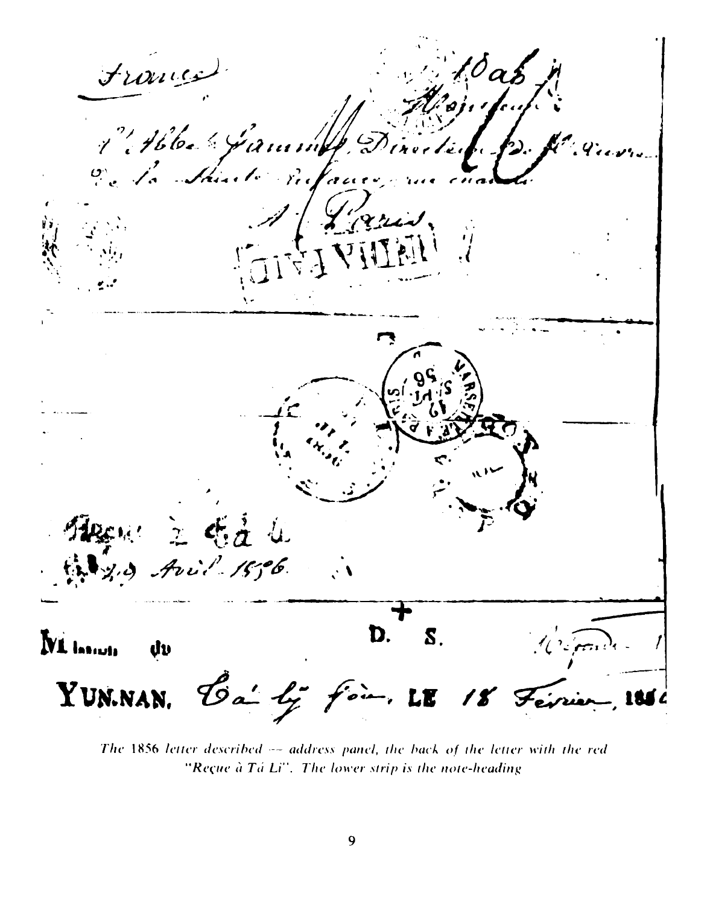The 1856 letter described — address panel, the back of the letter with the red "Reçue à Tá Li". The lower strip is the note-heading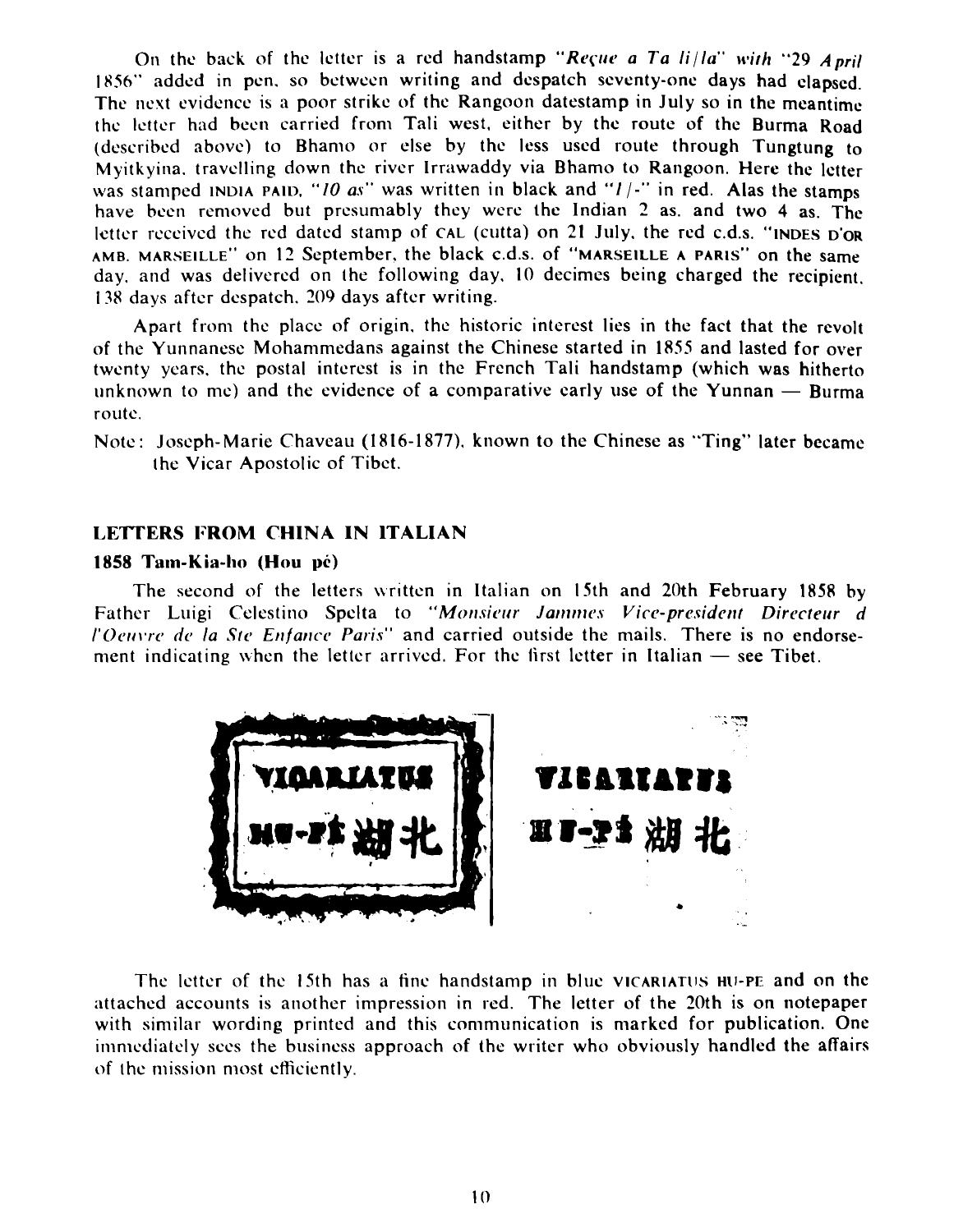On the back of the letter is a red handstamp *"Reçue a Ta li/la"* with "29 *April* 1856" added in pen, so between writing and despatch seventy-one days had elapsed. The next evidence is a poor strike of the Rangoon datestamp in July so in the meantime the letter had been carried from Tali west, either by the route of the Burma Road (described above) to Bhamo or else by the less used route through Tungtung to Myitkyina, travelling down the river Irrawaddy via Bhamo to Rangoon. Here the letter was stamped INDIA PAID, *"10 as"* was written in black and *"1/-"* in red. Alas the stamps have been removed but presumably they were the Indian 2 as. and two 4 as. The letter received the red dated stamp of CAL (cutta) on 21 July, the red c.d.s. "INDES D'OR AMB. MARSEILLE" on 12 September, the black c.d.s. of "MARSEILLE A PARIS" on the same day, and was delivered on the following day, 10 decimes being charged the recipient, 138 days after despatch, 209 days after writing.

Apart from the place of origin, the historic interest lies in the fact that the revolt of the Yunnanese Mohammedans against the Chinese started in 1855 and lasted for over twenty years, the postal interest is in the French Tali handstamp (which was hitherto unknown to me) and the evidence of a comparative early use of the Yunnan — Burma route.

Note: Joseph-Marie Chaveau (1816-1877), known to the Chinese as "Ting" later became the Vicar Apostolic of Tibet.

## LETTERS FROM CHINA IN ITALIAN

### 1858 Tam-Kia-ho (Hou pé)

The second of the letters written in Italian on 15th and 20th February 1858 by Father Luigi Celestino Spelta to *"Monsieur Jammes Vice-president Directeur d l'Oeuvre de la Ste Enfance Paris"* and carried outside the mails. There is no endorsement indicating when the letter arrived. For the first letter in Italian — see Tibet.

VICARIATUS HU-PE 湖北 | VICARIATUS HU-PE 湖北

The letter of the 15th has a fine handstamp in blue VICARIATUS HU-PE and on the attached accounts is another impression in red. The letter of the 20th is on notepaper with similar wording printed and this communication is marked for publication. One immediately sees the business approach of the writer who obviously handled the affairs of the mission most efficiently.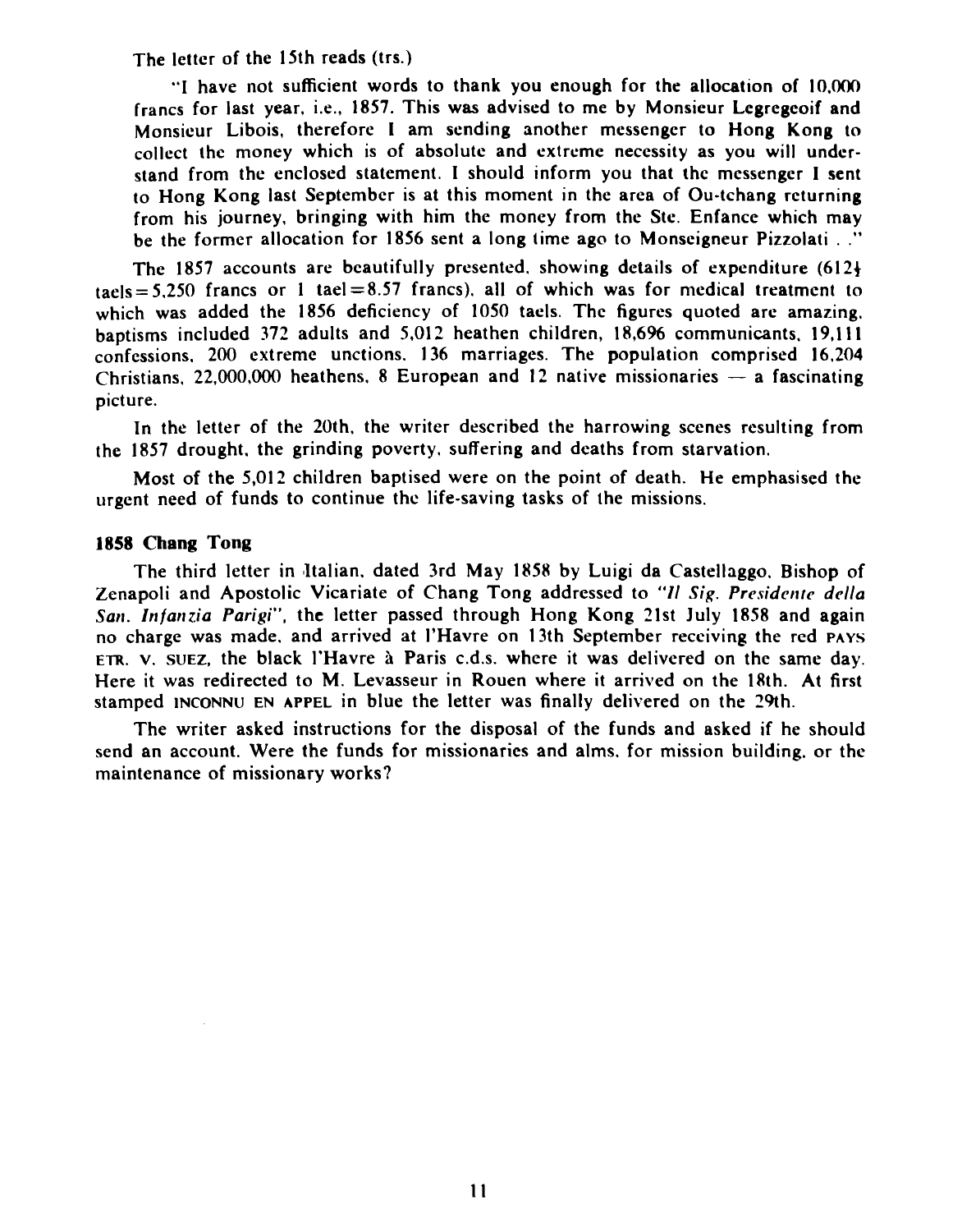The letter of the 15th reads (trs.)

"I have not sufficient words to thank you enough for the allocation of 10,000 francs for last year, i.e., 1857. This was advised to me by Monsieur Legregeoif and Monsieur Libois, therefore I am sending another messenger to Hong Kong to collect the money which is of absolute and extreme necessity as you will understand from the enclosed statement. I should inform you that the messenger I sent to Hong Kong last September is at this moment in the area of Ou-tchang returning from his journey, bringing with him the money from the Ste. Enfance which may be the former allocation for 1856 sent a long time ago to Monseigneur Pizzolati . ."

The 1857 accounts are beautifully presented, showing details of expenditure (612½ taels = 5,250 francs or 1 tael = 8.57 francs), all of which was for medical treatment to which was added the 1856 deficiency of 1050 taels. The figures quoted are amazing, baptisms included 372 adults and 5,012 heathen children, 18,696 communicants, 19,111 confessions, 200 extreme unctions, 136 marriages. The population comprised 16,204 Christians, 22,000,000 heathens, 8 European and 12 native missionaries — a fascinating picture.

In the letter of the 20th, the writer described the harrowing scenes resulting from the 1857 drought, the grinding poverty, suffering and deaths from starvation.

Most of the 5,012 children baptised were on the point of death. He emphasised the urgent need of funds to continue the life-saving tasks of the missions.

**1858 Chang Tong**

The third letter in Italian, dated 3rd May 1858 by Luigi da Castellaggo, Bishop of Zenapoli and Apostolic Vicariate of Chang Tong addressed to *"Il Sig. Presidente della San. Infanzia Parigi"*, the letter passed through Hong Kong 21st July 1858 and again no charge was made, and arrived at l'Havre on 13th September receiving the red PAYS ETR. V. SUEZ, the black l'Havre à Paris c.d.s. where it was delivered on the same day. Here it was redirected to M. Levasseur in Rouen where it arrived on the 18th. At first stamped INCONNU EN APPEL in blue the letter was finally delivered on the 29th.

The writer asked instructions for the disposal of the funds and asked if he should send an account. Were the funds for missionaries and alms, for mission building, or the maintenance of missionary works?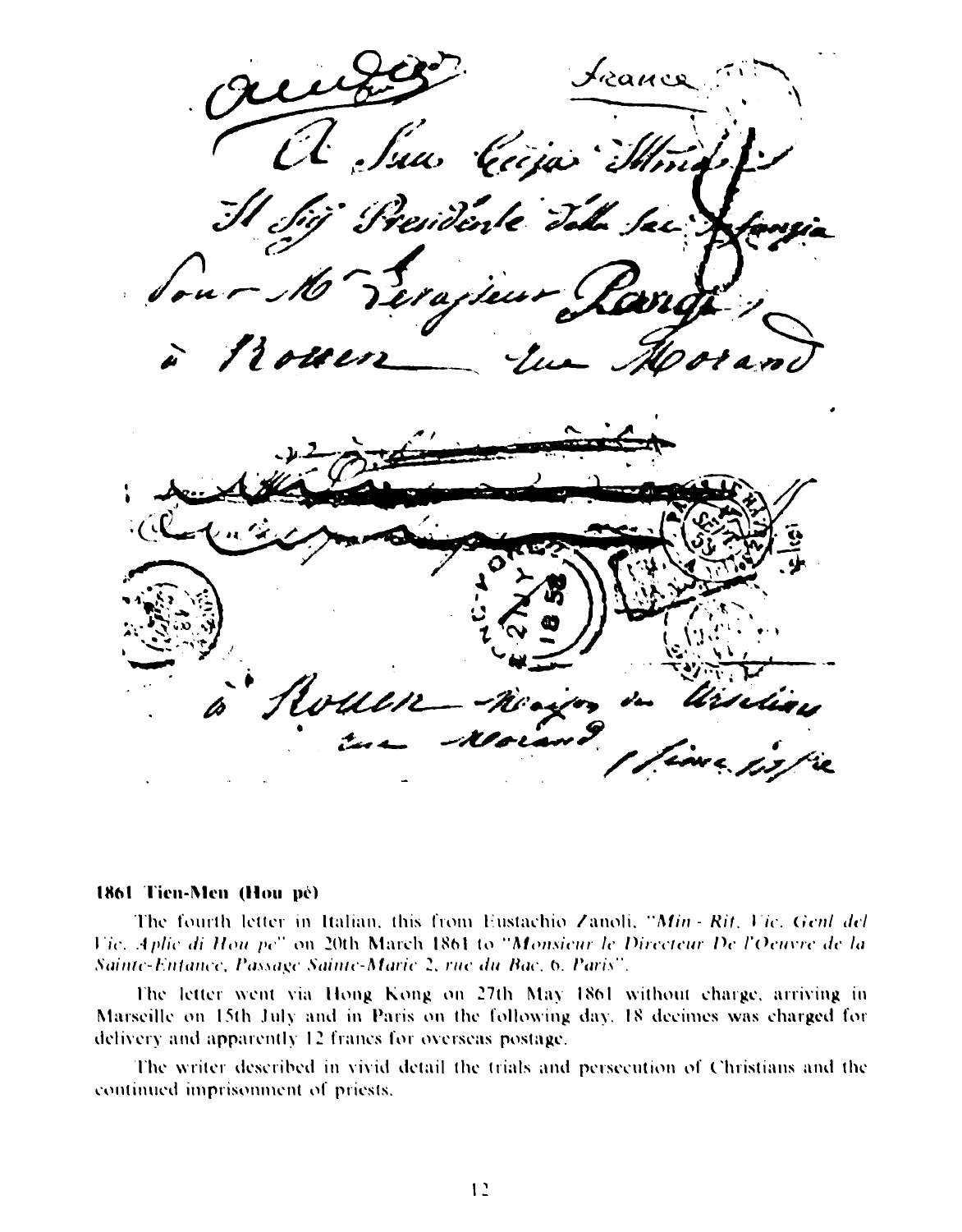### 1861 Tien-Men (Hou pé)

The fourth letter in Italian, this from Eustachio Zanoli, *"Min - Rit. Vic. Genl del Vic. Aplic di Hou pe"* on 20th March 1861 to *"Monsieur le Directeur De l'Oeuvre de la Sainte-Enfance, Passage Sainte-Marie 2, rue du Bac, 6, Paris"*.

The letter went via Hong Kong on 27th May 1861 without charge, arriving in Marseille on 15th July and in Paris on the following day. 18 decimes was charged for delivery and apparently 12 francs for overseas postage.

The writer described in vivid detail the trials and persecution of Christians and the continued imprisonment of priests.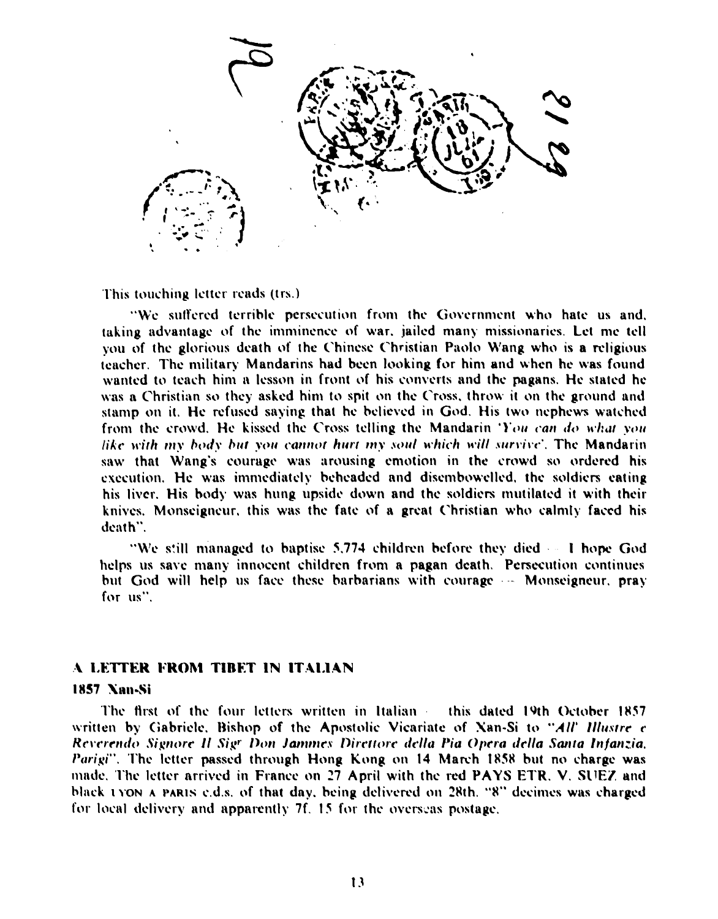This touching letter reads (trs.)

"We suffered terrible persecution from the Government who hate us and, taking advantage of the imminence of war, jailed many missionaries. Let me tell you of the glorious death of the Chinese Christian Paolo Wang who is a religious teacher. The military Mandarins had been looking for him and when he was found wanted to teach him a lesson in front of his converts and the pagans. He stated he was a Christian so they asked him to spit on the Cross, throw it on the ground and stamp on it. He refused saying that he believed in God. His two nephews watched from the crowd. He kissed the Cross telling the Mandarin '*You can do what you like with my body but you cannot hurt my soul which will survive*'. The Mandarin saw that Wang's courage was arousing emotion in the crowd so ordered his execution. He was immediately beheaded and disembowelled, the soldiers eating his liver. His body was hung upside down and the soldiers mutilated it with their knives. Monseigneur, this was the fate of a great Christian who calmly faced his death".

"We still managed to baptise 5,774 children before they died — I hope God helps us save many innocent children from a pagan death. Persecution continues but God will help us face these barbarians with courage — Monseigneur, pray for us".

## A LETTER FROM TIBET IN ITALIAN

### 1857 Xan-Si

The first of the four letters written in Italian — this dated 19th October 1857 written by Gabriele, Bishop of the Apostolic Vicariate of Xan-Si to "*All' Illustre e Reverendo Signore Il Sig[r] Don Jammes Direttore della Pia Opera della Santa Infanzia, Parigi*". The letter passed through Hong Kong on 14 March 1858 but no charge was made. The letter arrived in France on 27 April with the red PAYS ETR. V. SUEZ and black LYON A PARIS c.d.s. of that day, being delivered on 28th. "8" decimes was charged for local delivery and apparently 7f. 15 for the overseas postage.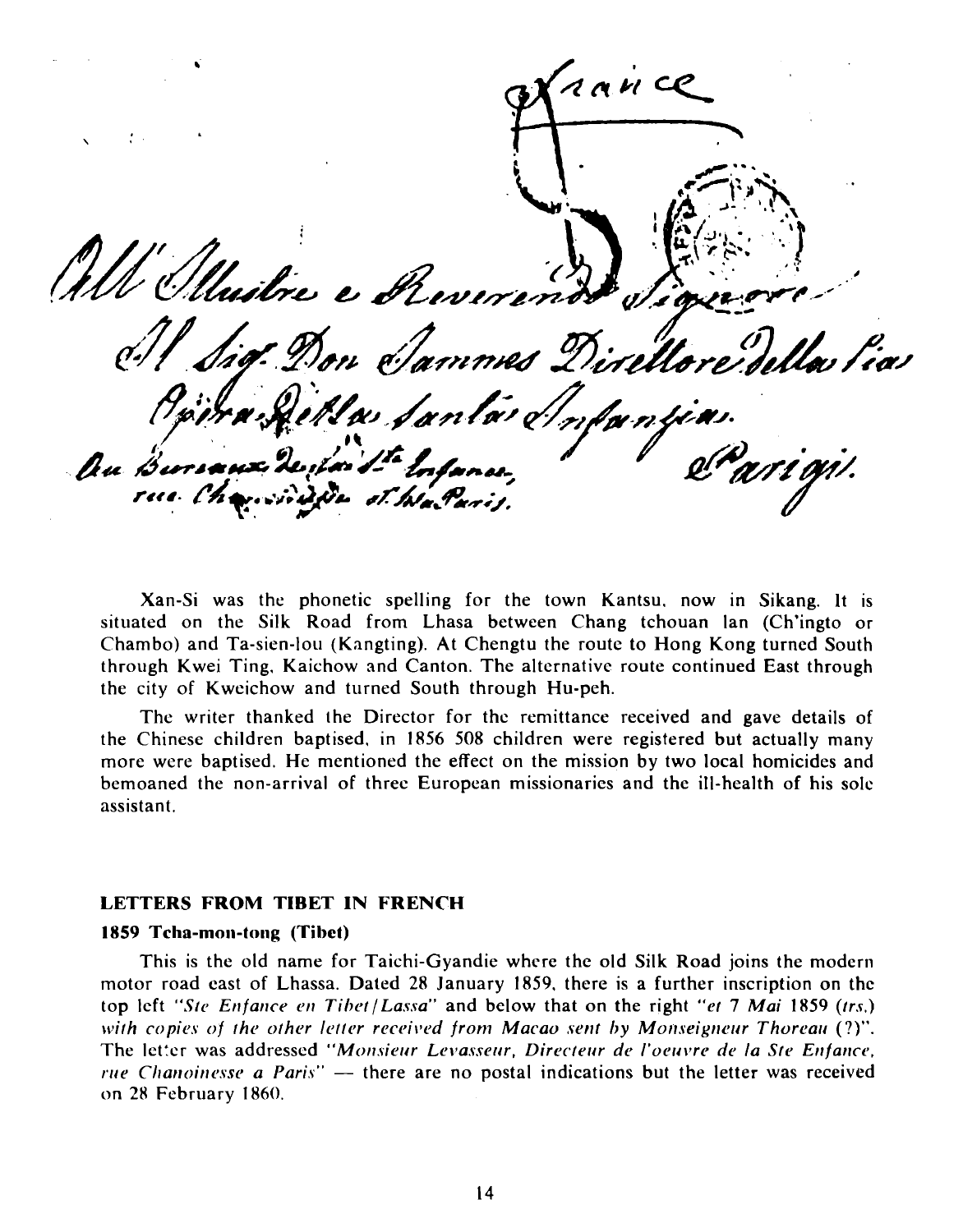Xan-Si was the phonetic spelling for the town Kantsu, now in Sikang. It is situated on the Silk Road from Lhasa between Chang tchouan lan (Ch'ingto or Chambo) and Ta-sien-lou (Kangting). At Chengtu the route to Hong Kong turned South through Kwei Ting, Kaichow and Canton. The alternative route continued East through the city of Kweichow and turned South through Hu-peh.

The writer thanked the Director for the remittance received and gave details of the Chinese children baptised, in 1856 508 children were registered but actually many more were baptised. He mentioned the effect on the mission by two local homicides and bemoaned the non-arrival of three European missionaries and the ill-health of his sole assistant.

## LETTERS FROM TIBET IN FRENCH

### 1859 Tcha-mon-tong (Tibet)

This is the old name for Taichi-Gyandie where the old Silk Road joins the modern motor road east of Lhassa. Dated 28 January 1859, there is a further inscription on the top left *"Ste Enfance en Tibet/Lassa"* and below that on the right *"et 7 Mai 1859 (trs.) with copies of the other letter received from Macao sent by Monseigneur Thoreau (?)"*. The letter was addressed *"Monsieur Levasseur, Directeur de l'oeuvre de la Ste Enfance, rue Chanoinesse a Paris"* — there are no postal indications but the letter was received on 28 February 1860.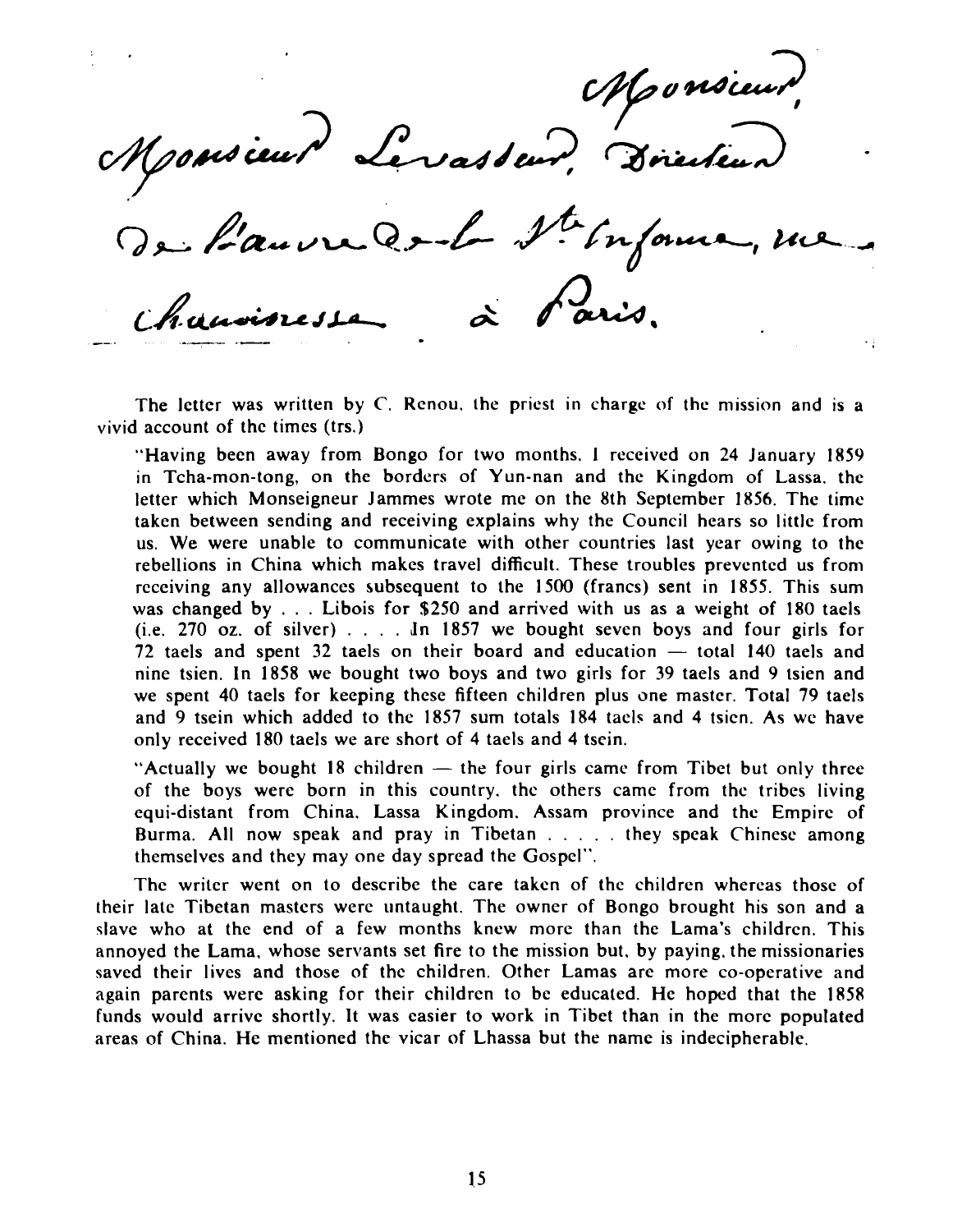Monsieur,
Monsieur Levasseur, Directeur
De l'œuvre de la Ste Enfance, rue
Chanoinesse à Paris.

The letter was written by C. Renou, the priest in charge of the mission and is a vivid account of the times (trs.)

"Having been away from Bongo for two months, I received on 24 January 1859 in Tcha-mon-tong, on the borders of Yun-nan and the Kingdom of Lassa, the letter which Monseigneur Jammes wrote me on the 8th September 1856. The time taken between sending and receiving explains why the Council hears so little from us. We were unable to communicate with other countries last year owing to the rebellions in China which makes travel difficult. These troubles prevented us from receiving any allowances subsequent to the 1500 (francs) sent in 1855. This sum was changed by . . . Libois for $250 and arrived with us as a weight of 180 taels (i.e. 270 oz. of silver) . . . . In 1857 we bought seven boys and four girls for 72 taels and spent 32 taels on their board and education — total 140 taels and nine tsien. In 1858 we bought two boys and two girls for 39 taels and 9 tsien and we spent 40 taels for keeping these fifteen children plus one master. Total 79 taels and 9 tsein which added to the 1857 sum totals 184 taels and 4 tsien. As we have only received 180 taels we are short of 4 taels and 4 tsein.

"Actually we bought 18 children — the four girls came from Tibet but only three of the boys were born in this country, the others came from the tribes living equi-distant from China, Lassa Kingdom, Assam province and the Empire of Burma. All now speak and pray in Tibetan . . . . . they speak Chinese among themselves and they may one day spread the Gospel".

The writer went on to describe the care taken of the children whereas those of their late Tibetan masters were untaught. The owner of Bongo brought his son and a slave who at the end of a few months knew more than the Lama's children. This annoyed the Lama, whose servants set fire to the mission but, by paying, the missionaries saved their lives and those of the children. Other Lamas are more co-operative and again parents were asking for their children to be educated. He hoped that the 1858 funds would arrive shortly. It was easier to work in Tibet than in the more populated areas of China. He mentioned the vicar of Lhassa but the name is indecipherable.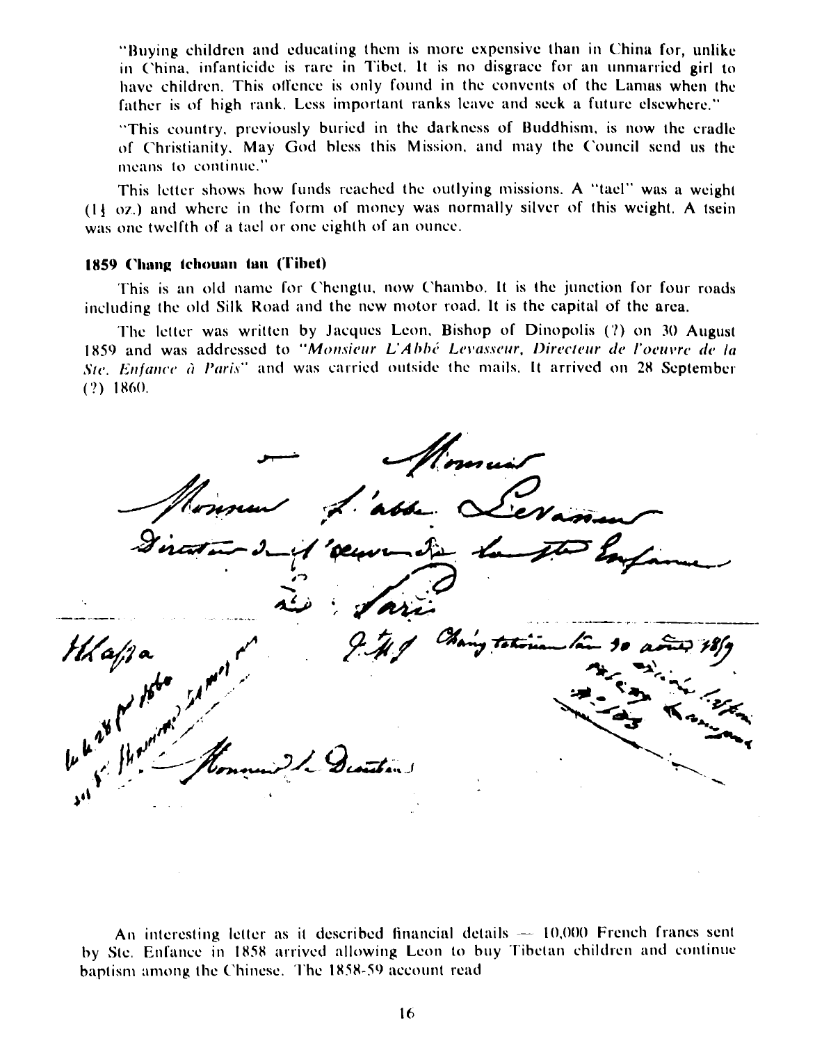"Buying children and educating them is more expensive than in China for, unlike in China, infanticide is rare in Tibet. It is no disgrace for an unmarried girl to have children. This offence is only found in the convents of the Lamas when the father is of high rank. Less important ranks leave and seek a future elsewhere."

"This country, previously buried in the darkness of Buddhism, is now the cradle of Christianity. May God bless this Mission, and may the Council send us the means to continue."

This letter shows how funds reached the outlying missions. A "tael" was a weight (1¼ oz.) and where in the form of money was normally silver of this weight. A tsein was one twelfth of a tael or one eighth of an ounce.

**1859 Chang tchouan tan (Tibet)**

This is an old name for Chengtu, now Chambo. It is the junction for four roads including the old Silk Road and the new motor road. It is the capital of the area.

The letter was written by Jacques Leon, Bishop of Dinopolis (?) on 30 August 1859 and was addressed to *"Monsieur L'Abbé Levasseur, Directeur de l'oeuvre de la Ste. Enfance à Paris"* and was carried outside the mails. It arrived on 28 September (?) 1860.

An interesting letter as it described financial details — 10,000 French francs sent by Ste. Enfance in 1858 arrived allowing Leon to buy Tibetan children and continue baptism among the Chinese. The 1858-59 account read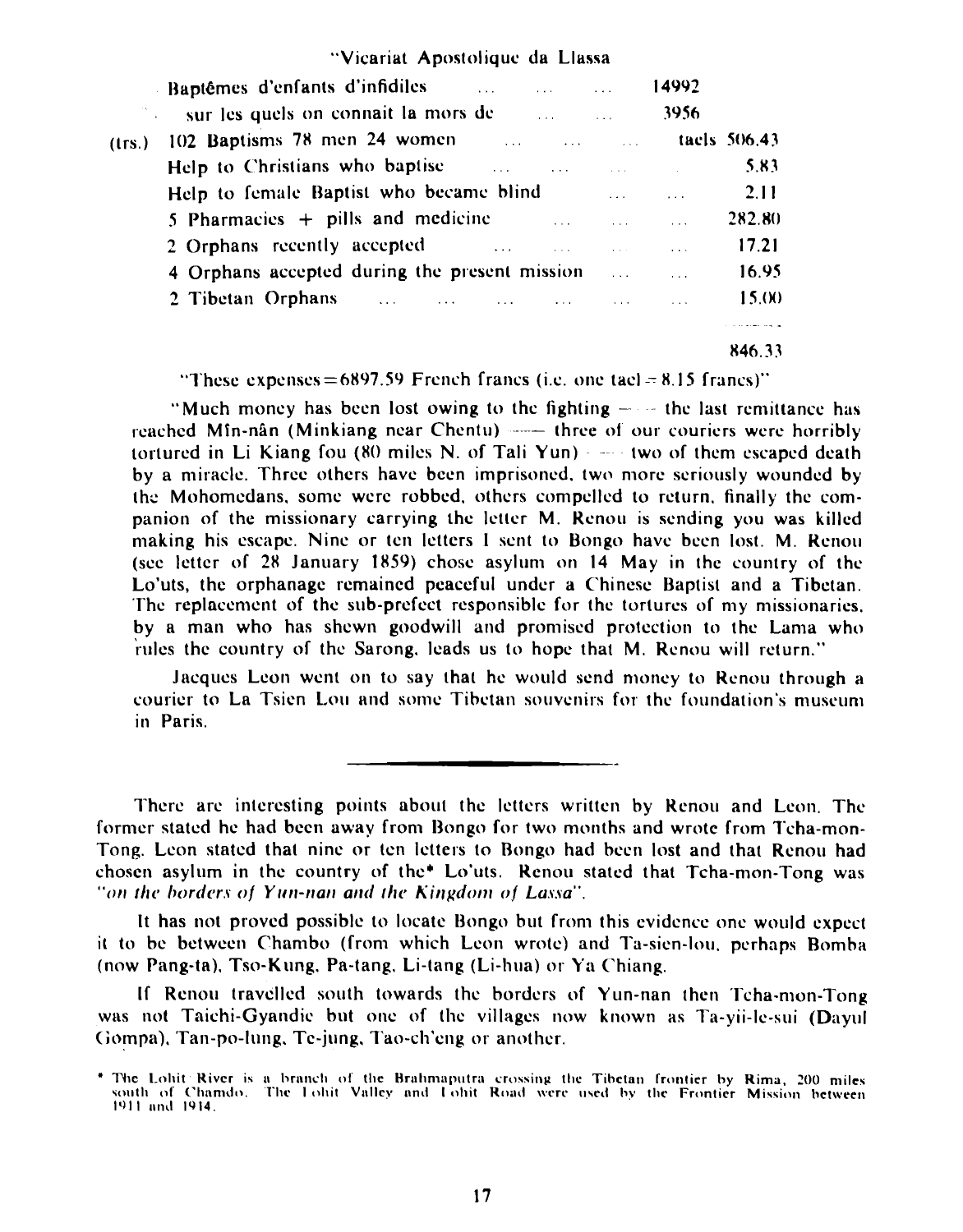"Vicariat Apostolique da Llassa

| | | | |
|---|---|---|---|
| | Baptêmes d'enfants d'infidiles ... ... ... | 14992 | |
| | sur les quels on connait la mors de ... ... | 3956 | |
| (trs.) | 102 Baptisms 78 men 24 women ... ... ... | | taels 506.43 |
| | Help to Christians who baptise ... ... ... | | 5.83 |
| | Help to female Baptist who became blind ... ... | | 2.11 |
| | 5 Pharmacies + pills and medicine ... ... ... | | 282.80 |
| | 2 Orphans recently accepted ... ... ... ... | | 17.21 |
| | 4 Orphans accepted during the present mission ... ... | | 16.95 |
| | 2 Tibetan Orphans ... ... ... ... ... ... | | 15.00 |
| | | | 846.33 |

"These expenses = 6897.59 French francs (i.e. one tael = 8.15 francs)"

"Much money has been lost owing to the fighting — the last remittance has reached Mîn-nân (Minkiang near Chentu) — three of our couriers were horribly tortured in Li Kiang fou (80 miles N. of Tali Yun) — two of them escaped death by a miracle. Three others have been imprisoned, two more seriously wounded by the Mohomedans, some were robbed, others compelled to return, finally the companion of the missionary carrying the letter M. Renou is sending you was killed making his escape. Nine or ten letters I sent to Bongo have been lost. M. Renou (see letter of 28 January 1859) chose asylum on 14 May in the country of the Lo'uts, the orphanage remained peaceful under a Chinese Baptist and a Tibetan. The replacement of the sub-prefect responsible for the tortures of my missionaries, by a man who has shewn goodwill and promised protection to the Lama who rules the country of the Sarong, leads us to hope that M. Renou will return."

Jacques Leon went on to say that he would send money to Renou through a courier to La Tsien Lou and some Tibetan souvenirs for the foundation's museum in Paris.

---

There are interesting points about the letters written by Renou and Leon. The former stated he had been away from Bongo for two months and wrote from Tcha-mon-Tong. Leon stated that nine or ten letters to Bongo had been lost and that Renou had chosen asylum in the country of the* Lo'uts. Renou stated that Tcha-mon-Tong was *"on the borders of Yun-nan and the Kingdom of Lassa"*.

It has not proved possible to locate Bongo but from this evidence one would expect it to be between Chambo (from which Leon wrote) and Ta-sien-lou, perhaps Bomba (now Pang-ta), Tso-Kung, Pa-tang, Li-tang (Li-hua) or Ya Chiang.

If Renou travelled south towards the borders of Yun-nan then Tcha-mon-Tong was not Taichi-Gyandie but one of the villages now known as Ta-yii-le-sui (Dayul Gompa), Tan-po-lung, Te-jung, Tao-ch'eng or another.

* The Lohit River is a branch of the Brahmaputra crossing the Tibetan frontier by Rima, 200 miles south of Chamdo. The Lohit Valley and Lohit Road were used by the Frontier Mission between 1911 and 1914.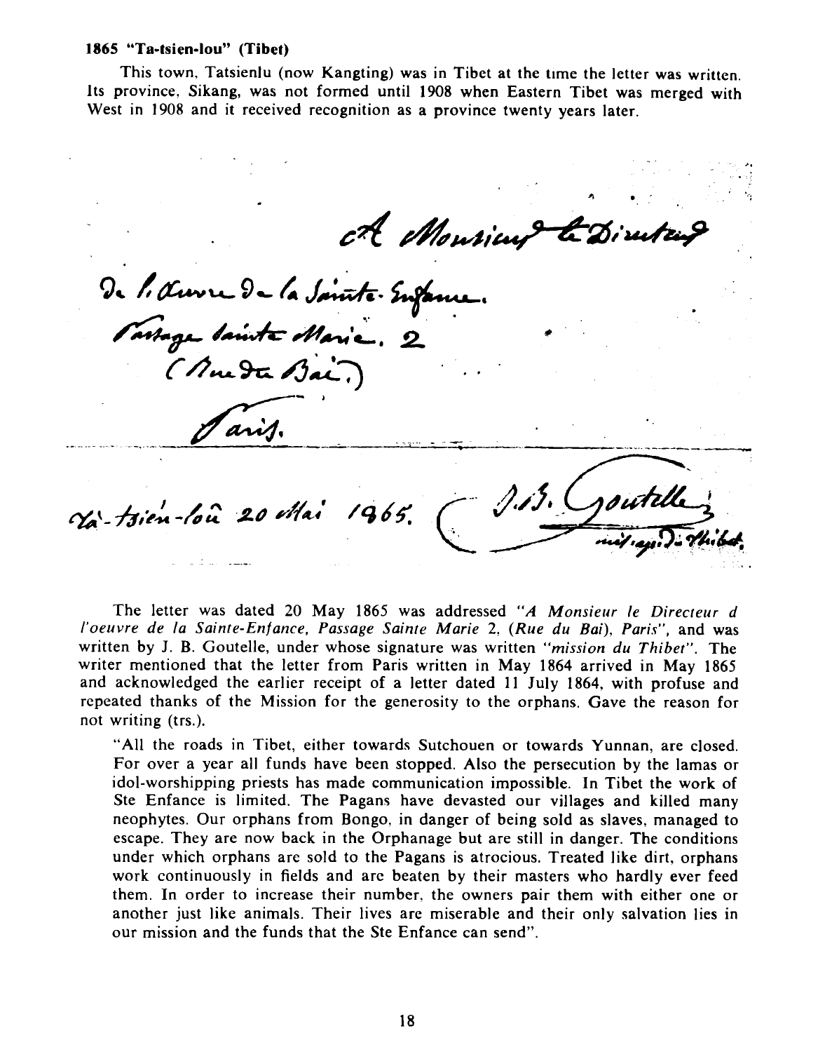**1865 "Ta-tsien-lou" (Tibet)**

This town, Tatsienlu (now Kangting) was in Tibet at the time the letter was written. Its province, Sikang, was not formed until 1908 when Eastern Tibet was merged with West in 1908 and it received recognition as a province twenty years later.

A Monsieur le Directeur
de l'oeuvre de la Sainte-Enfance.
Passage Sainte Marie, 2
(Rue du Bai.)
Paris.

Ta-tsien-lou 20 Mai 1865. J. B. Goutelle
miss. apost. du Thibet.

The letter was dated 20 May 1865 was addressed *"A Monsieur le Directeur d l'oeuvre de la Sainte-Enfance, Passage Sainte Marie* 2, (*Rue du Bai*), *Paris"*, and was written by J. B. Goutelle, under whose signature was written *"mission du Thibet"*. The writer mentioned that the letter from Paris written in May 1864 arrived in May 1865 and acknowledged the earlier receipt of a letter dated 11 July 1864, with profuse and repeated thanks of the Mission for the generosity to the orphans. Gave the reason for not writing (trs.).

> "All the roads in Tibet, either towards Sutchouen or towards Yunnan, are closed. For over a year all funds have been stopped. Also the persecution by the lamas or idol-worshipping priests has made communication impossible. In Tibet the work of Ste Enfance is limited. The Pagans have devasted our villages and killed many neophytes. Our orphans from Bongo, in danger of being sold as slaves, managed to escape. They are now back in the Orphanage but are still in danger. The conditions under which orphans are sold to the Pagans is atrocious. Treated like dirt, orphans work continuously in fields and are beaten by their masters who hardly ever feed them. In order to increase their number, the owners pair them with either one or another just like animals. Their lives are miserable and their only salvation lies in our mission and the funds that the Ste Enfance can send".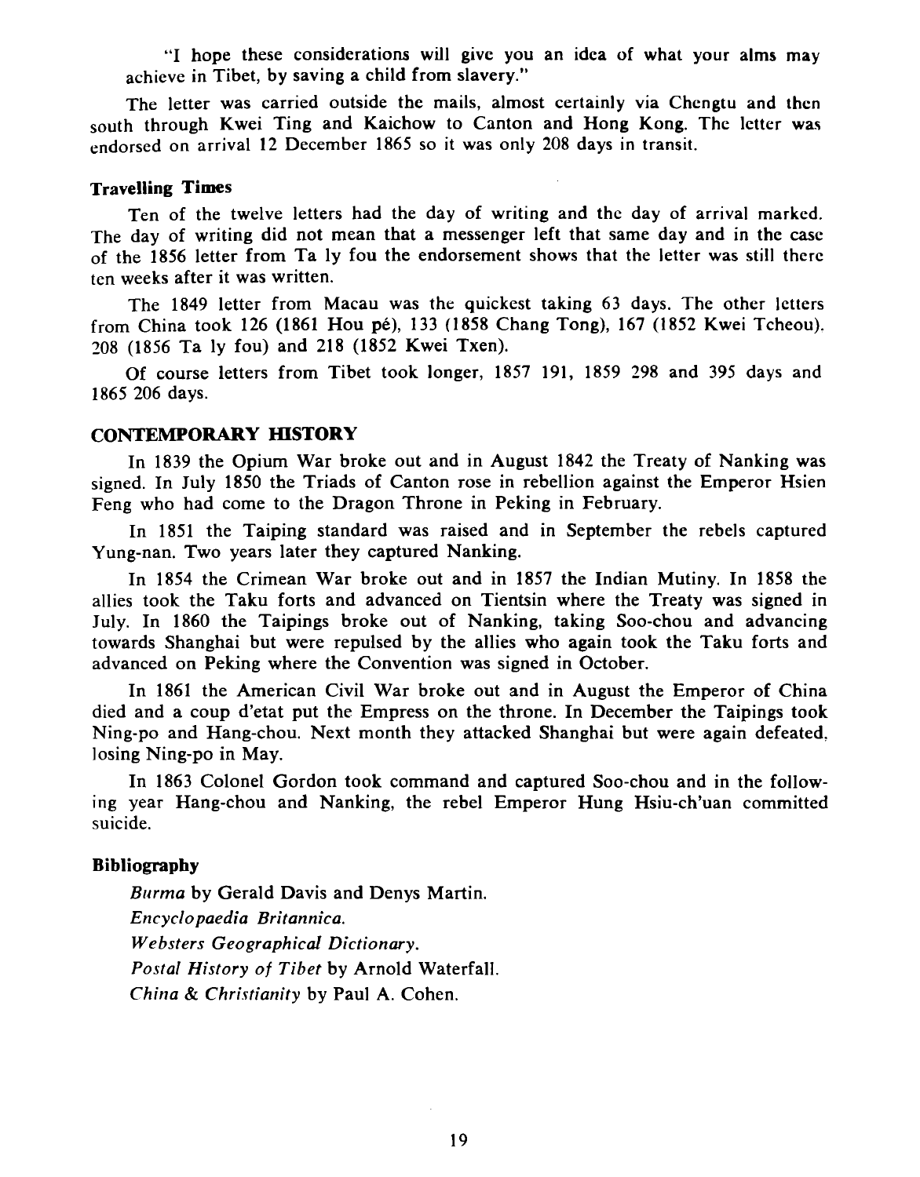"I hope these considerations will give you an idea of what your alms may achieve in Tibet, by saving a child from slavery."

The letter was carried outside the mails, almost certainly via Chengtu and then south through Kwei Ting and Kaichow to Canton and Hong Kong. The letter was endorsed on arrival 12 December 1865 so it was only 208 days in transit.

### Travelling Times

Ten of the twelve letters had the day of writing and the day of arrival marked. The day of writing did not mean that a messenger left that same day and in the case of the 1856 letter from Ta ly fou the endorsement shows that the letter was still there ten weeks after it was written.

The 1849 letter from Macau was the quickest taking 63 days. The other letters from China took 126 (1861 Hou pé), 133 (1858 Chang Tong), 167 (1852 Kwei Tcheou), 208 (1856 Ta ly fou) and 218 (1852 Kwei Txen).

Of course letters from Tibet took longer, 1857 191, 1859 298 and 395 days and 1865 206 days.

## CONTEMPORARY HISTORY

In 1839 the Opium War broke out and in August 1842 the Treaty of Nanking was signed. In July 1850 the Triads of Canton rose in rebellion against the Emperor Hsien Feng who had come to the Dragon Throne in Peking in February.

In 1851 the Taiping standard was raised and in September the rebels captured Yung-nan. Two years later they captured Nanking.

In 1854 the Crimean War broke out and in 1857 the Indian Mutiny. In 1858 the allies took the Taku forts and advanced on Tientsin where the Treaty was signed in July. In 1860 the Taipings broke out of Nanking, taking Soo-chou and advancing towards Shanghai but were repulsed by the allies who again took the Taku forts and advanced on Peking where the Convention was signed in October.

In 1861 the American Civil War broke out and in August the Emperor of China died and a coup d'etat put the Empress on the throne. In December the Taipings took Ning-po and Hang-chou. Next month they attacked Shanghai but were again defeated, losing Ning-po in May.

In 1863 Colonel Gordon took command and captured Soo-chou and in the following year Hang-chou and Nanking, the rebel Emperor Hung Hsiu-ch'uan committed suicide.

### Bibliography

*Burma* by Gerald Davis and Denys Martin.

*Encyclopaedia Britannica.*

*Websters Geographical Dictionary.*

*Postal History of Tibet* by Arnold Waterfall.

*China & Christianity* by Paul A. Cohen.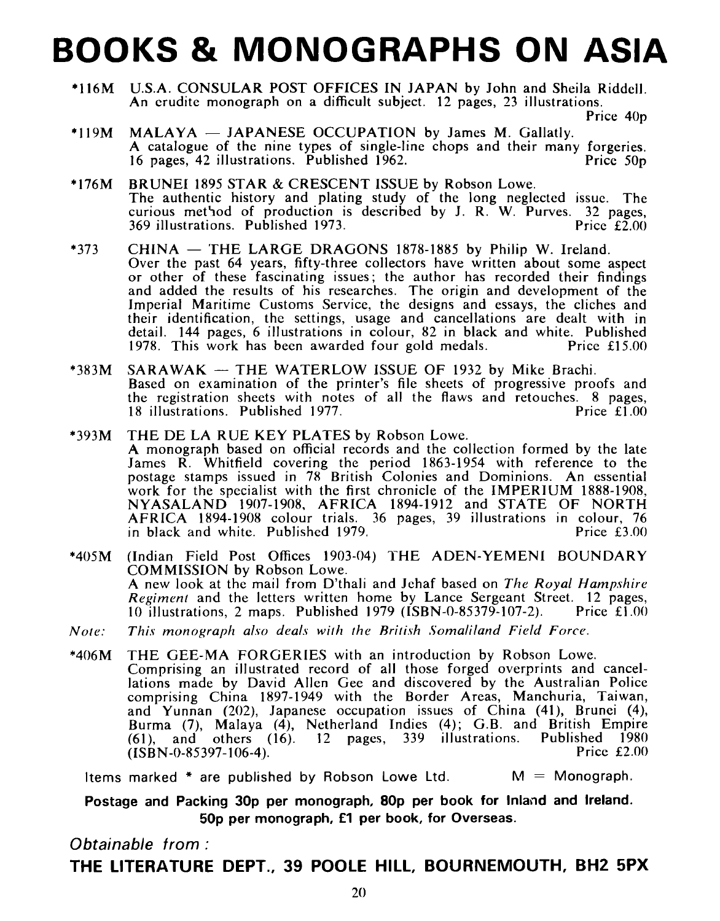# BOOKS & MONOGRAPHS ON ASIA

*116M U.S.A. CONSULAR POST OFFICES IN JAPAN by John and Sheila Riddell. An erudite monograph on a difficult subject. 12 pages, 23 illustrations. Price 40p

*119M MALAYA — JAPANESE OCCUPATION by James M. Gallatly. A catalogue of the nine types of single-line chops and their many forgeries. 16 pages, 42 illustrations. Published 1962. Price 50p

*176M BRUNEI 1895 STAR & CRESCENT ISSUE by Robson Lowe. The authentic history and plating study of the long neglected issue. The curious method of production is described by J. R. W. Purves. 32 pages, 369 illustrations. Published 1973. Price £2.00

*373 CHINA — THE LARGE DRAGONS 1878-1885 by Philip W. Ireland. Over the past 64 years, fifty-three collectors have written about some aspect or other of these fascinating issues; the author has recorded their findings and added the results of his researches. The origin and development of the Imperial Maritime Customs Service, the designs and essays, the cliches and their identification, the settings, usage and cancellations are dealt with in detail. 144 pages, 6 illustrations in colour, 82 in black and white. Published 1978. This work has been awarded four gold medals. Price £15.00

*383M SARAWAK — THE WATERLOW ISSUE OF 1932 by Mike Brachi. Based on examination of the printer's file sheets of progressive proofs and the registration sheets with notes of all the flaws and retouches. 8 pages, 18 illustrations. Published 1977. Price £1.00

*393M THE DE LA RUE KEY PLATES by Robson Lowe. A monograph based on official records and the collection formed by the late James R. Whitfield covering the period 1863-1954 with reference to the postage stamps issued in 78 British Colonies and Dominions. An essential work for the specialist with the first chronicle of the IMPERIUM 1888-1908, NYASALAND 1907-1908, AFRICA 1894-1912 and STATE OF NORTH AFRICA 1894-1908 colour trials. 36 pages, 39 illustrations in colour, 76 in black and white. Published 1979. Price £3.00

*405M (Indian Field Post Offices 1903-04) THE ADEN-YEMENI BOUNDARY COMMISSION by Robson Lowe. A new look at the mail from D'thali and Jehaf based on *The Royal Hampshire Regiment* and the letters written home by Lance Sergeant Street. 12 pages, 10 illustrations, 2 maps. Published 1979 (ISBN-0-85379-107-2). Price £1.00

*Note: This monograph also deals with the British Somaliland Field Force.*

*406M THE GEE-MA FORGERIES with an introduction by Robson Lowe. Comprising an illustrated record of all those forged overprints and cancellations made by David Allen Gee and discovered by the Australian Police comprising China 1897-1949 with the Border Areas, Manchuria, Taiwan, and Yunnan (202), Japanese occupation issues of China (41), Brunei (4), Burma (7), Malaya (4), Netherland Indies (4); G.B. and British Empire (61), and others (16). 12 pages, 339 illustrations. Published 1980 (ISBN-0-85397-106-4). Price £2.00

Items marked * are published by Robson Lowe Ltd. M = Monograph.

**Postage and Packing 30p per monograph, 80p per book for Inland and Ireland. 50p per monograph, £1 per book, for Overseas.**

*Obtainable from :*

**THE LITERATURE DEPT., 39 POOLE HILL, BOURNEMOUTH, BH2 5PX**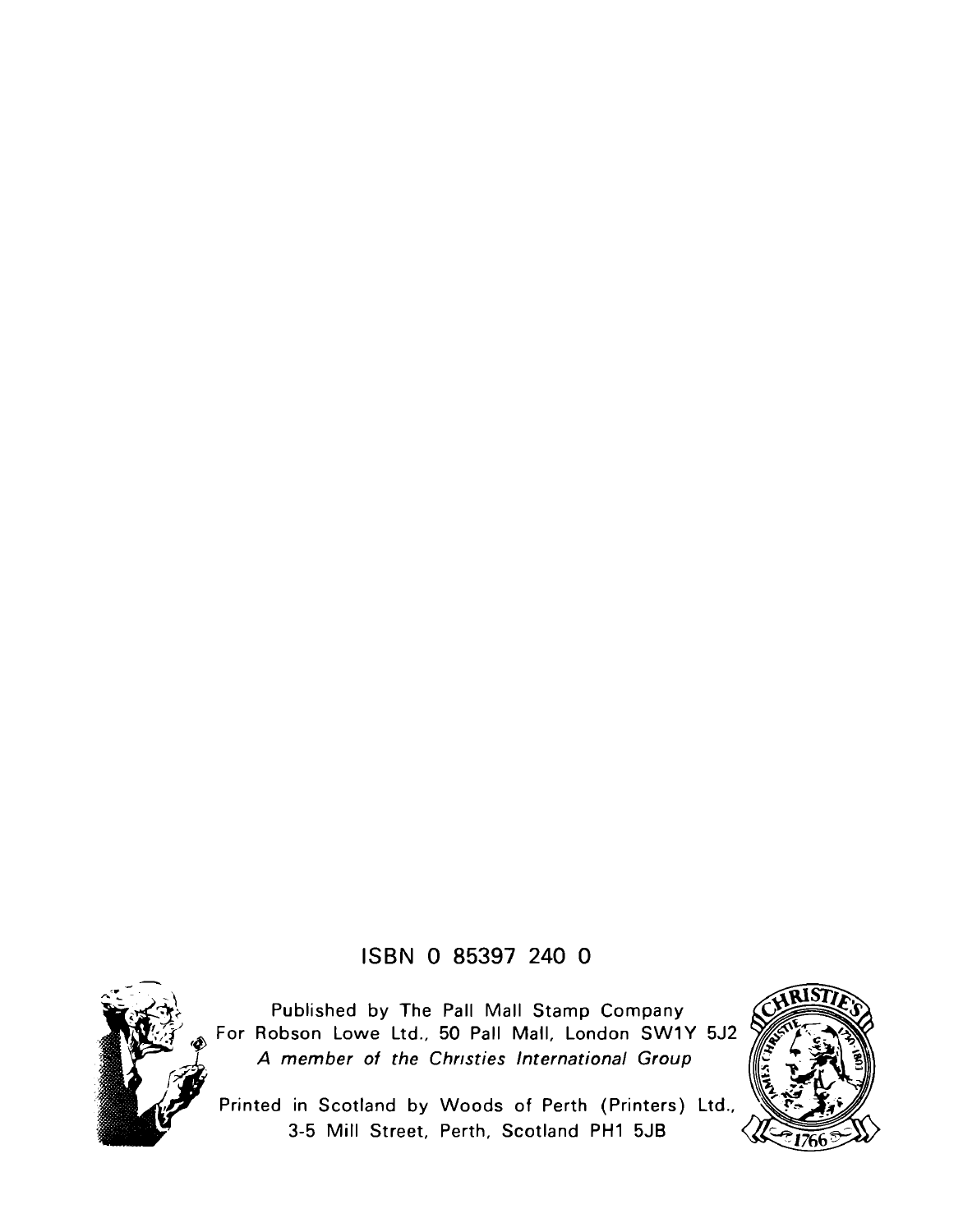ISBN 0 85397 240 0

Published by The Pall Mall Stamp Company
For Robson Lowe Ltd., 50 Pall Mall, London SW1Y 5J2
*A member of the Christies International Group*

Printed in Scotland by Woods of Perth (Printers) Ltd.,
3-5 Mill Street, Perth, Scotland PH1 5JB